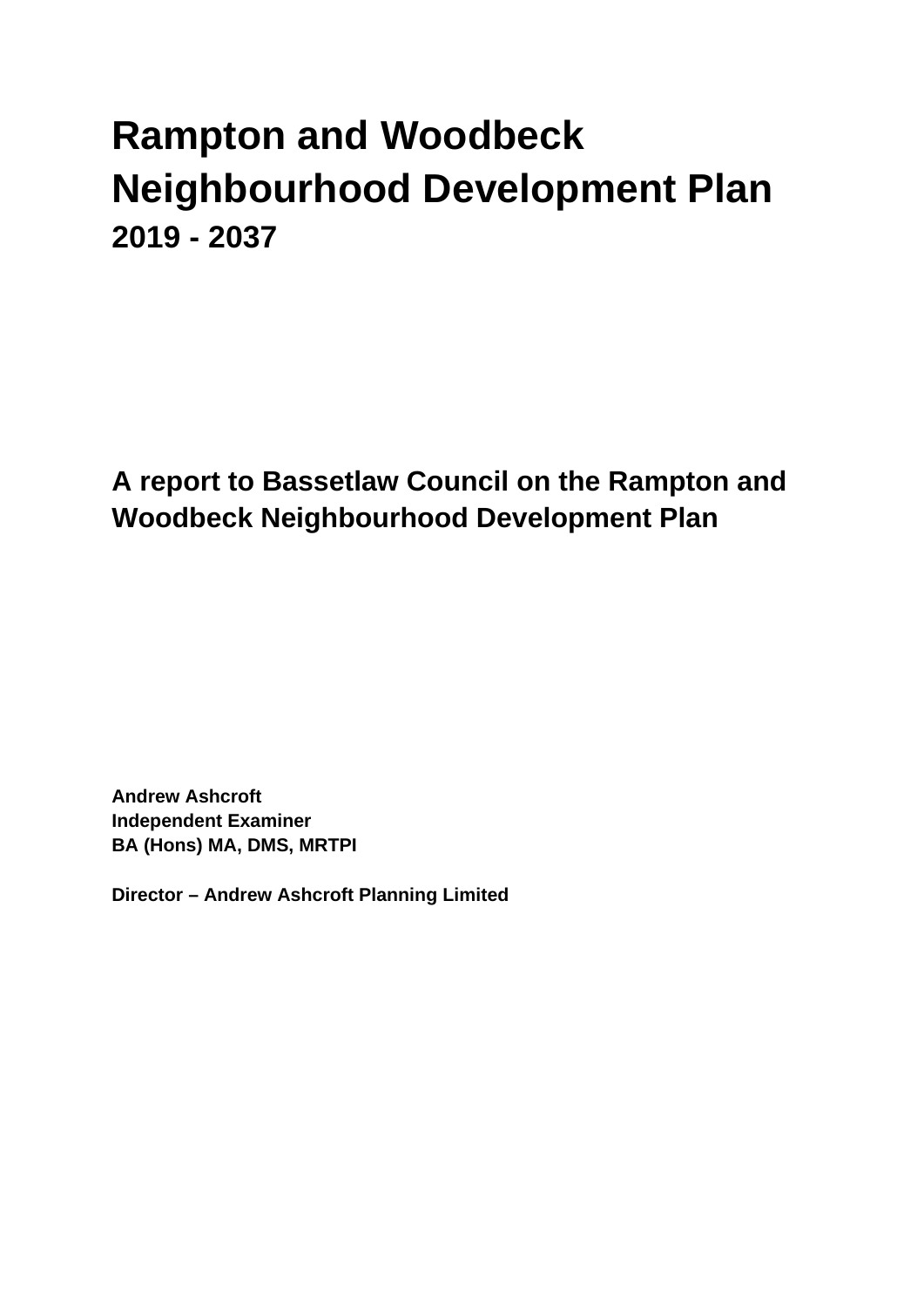# Rampton and Woodbeck Neighbourhood Development Plan

## 2019 - 2037

## A report to Bassetlaw Council on the Rampton and Woodbeck Neighbourhood Development Plan

**Andrew Ashcroft**
**Independent Examiner**
**BA (Hons) MA, DMS, MRTPI**

**Director – Andrew Ashcroft Planning Limited**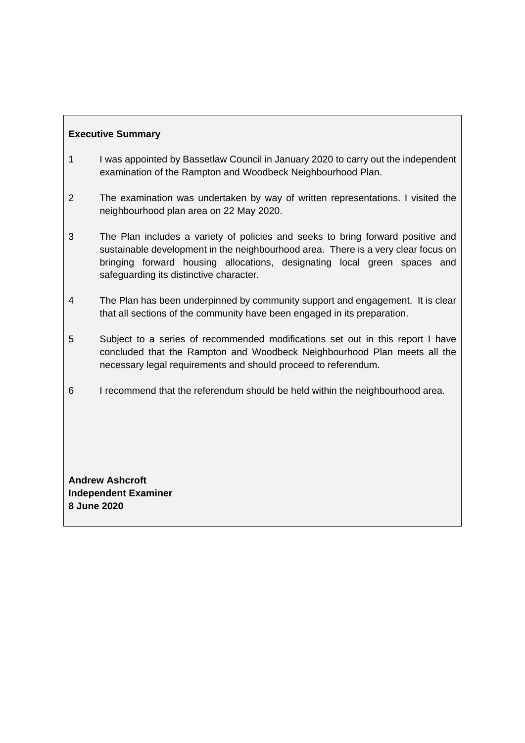**Executive Summary**

1 I was appointed by Bassetlaw Council in January 2020 to carry out the independent examination of the Rampton and Woodbeck Neighbourhood Plan.

2 The examination was undertaken by way of written representations. I visited the neighbourhood plan area on 22 May 2020.

3 The Plan includes a variety of policies and seeks to bring forward positive and sustainable development in the neighbourhood area. There is a very clear focus on bringing forward housing allocations, designating local green spaces and safeguarding its distinctive character.

4 The Plan has been underpinned by community support and engagement. It is clear that all sections of the community have been engaged in its preparation.

5 Subject to a series of recommended modifications set out in this report I have concluded that the Rampton and Woodbeck Neighbourhood Plan meets all the necessary legal requirements and should proceed to referendum.

6 I recommend that the referendum should be held within the neighbourhood area.

**Andrew Ashcroft**
**Independent Examiner**
**8 June 2020**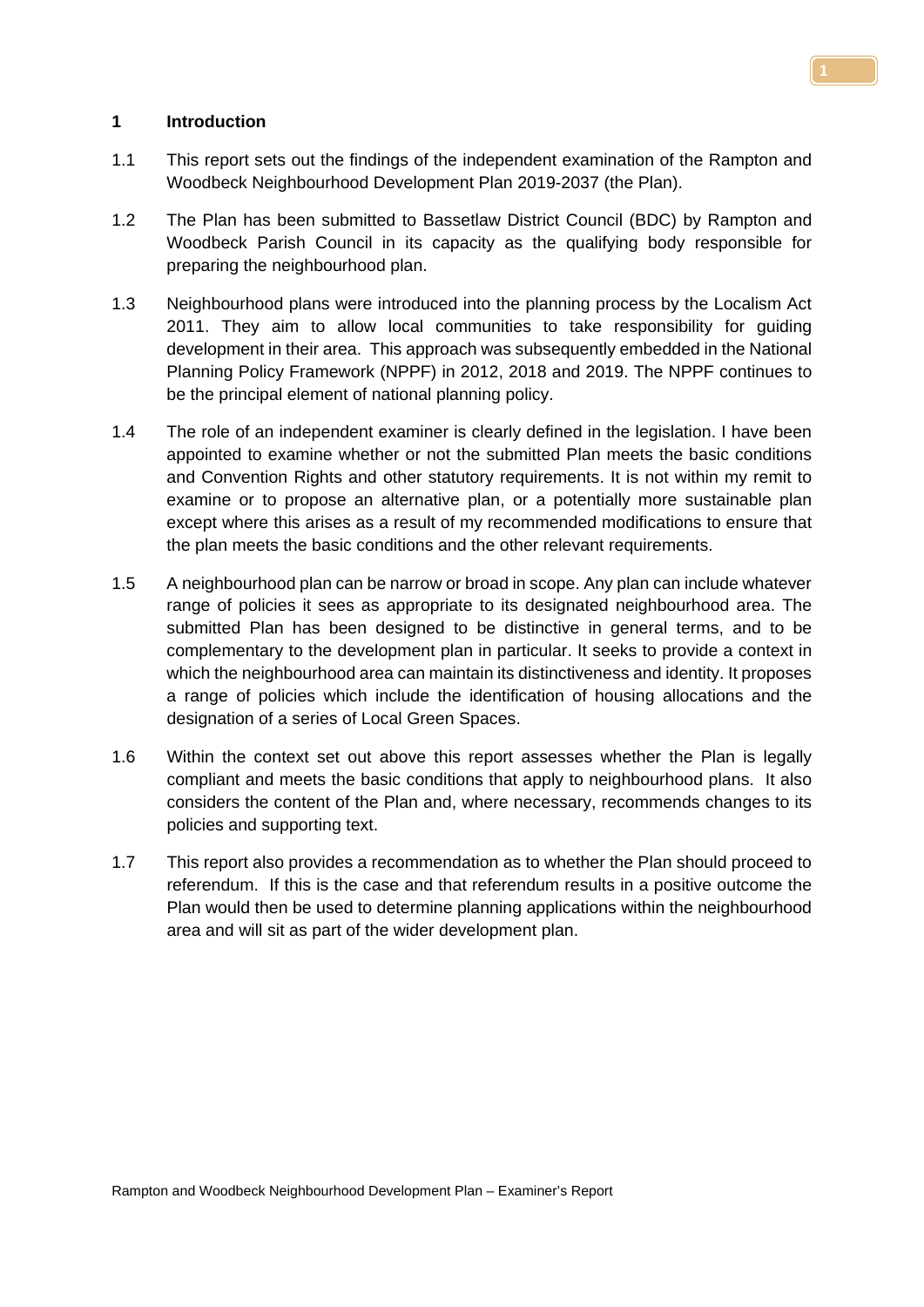## 1 Introduction

1.1 This report sets out the findings of the independent examination of the Rampton and Woodbeck Neighbourhood Development Plan 2019-2037 (the Plan).

1.2 The Plan has been submitted to Bassetlaw District Council (BDC) by Rampton and Woodbeck Parish Council in its capacity as the qualifying body responsible for preparing the neighbourhood plan.

1.3 Neighbourhood plans were introduced into the planning process by the Localism Act 2011. They aim to allow local communities to take responsibility for guiding development in their area. This approach was subsequently embedded in the National Planning Policy Framework (NPPF) in 2012, 2018 and 2019. The NPPF continues to be the principal element of national planning policy.

1.4 The role of an independent examiner is clearly defined in the legislation. I have been appointed to examine whether or not the submitted Plan meets the basic conditions and Convention Rights and other statutory requirements. It is not within my remit to examine or to propose an alternative plan, or a potentially more sustainable plan except where this arises as a result of my recommended modifications to ensure that the plan meets the basic conditions and the other relevant requirements.

1.5 A neighbourhood plan can be narrow or broad in scope. Any plan can include whatever range of policies it sees as appropriate to its designated neighbourhood area. The submitted Plan has been designed to be distinctive in general terms, and to be complementary to the development plan in particular. It seeks to provide a context in which the neighbourhood area can maintain its distinctiveness and identity. It proposes a range of policies which include the identification of housing allocations and the designation of a series of Local Green Spaces.

1.6 Within the context set out above this report assesses whether the Plan is legally compliant and meets the basic conditions that apply to neighbourhood plans. It also considers the content of the Plan and, where necessary, recommends changes to its policies and supporting text.

1.7 This report also provides a recommendation as to whether the Plan should proceed to referendum. If this is the case and that referendum results in a positive outcome the Plan would then be used to determine planning applications within the neighbourhood area and will sit as part of the wider development plan.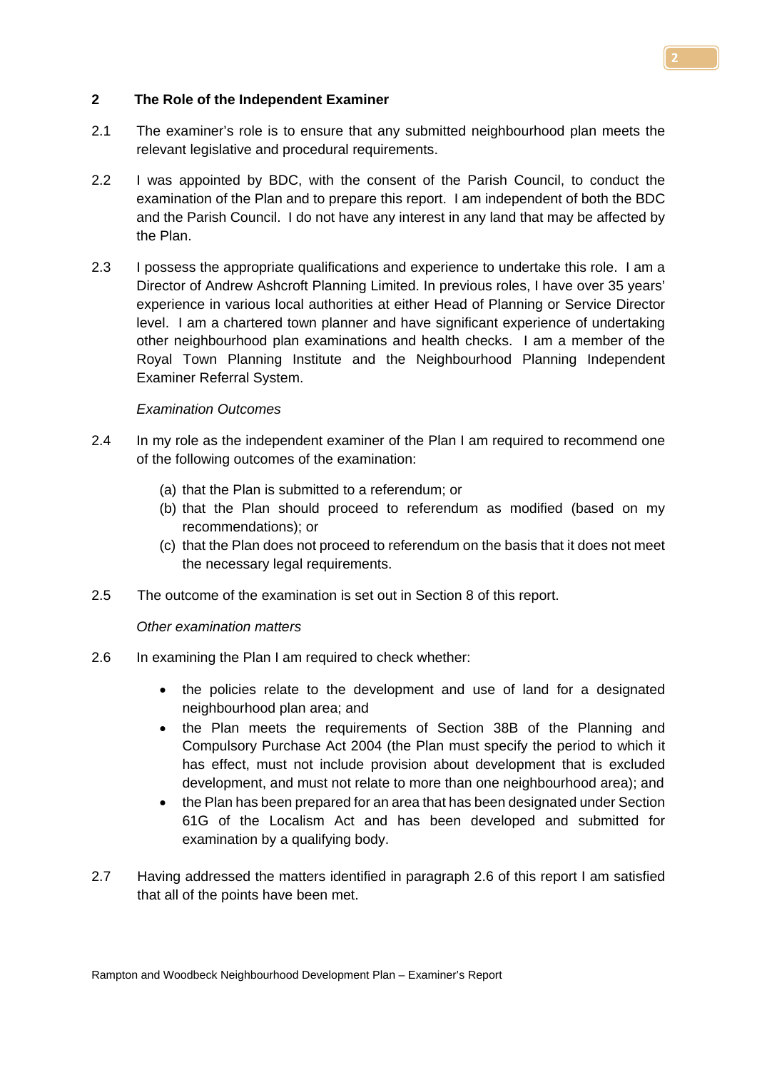## 2 The Role of the Independent Examiner

2.1 The examiner's role is to ensure that any submitted neighbourhood plan meets the relevant legislative and procedural requirements.

2.2 I was appointed by BDC, with the consent of the Parish Council, to conduct the examination of the Plan and to prepare this report. I am independent of both the BDC and the Parish Council. I do not have any interest in any land that may be affected by the Plan.

2.3 I possess the appropriate qualifications and experience to undertake this role. I am a Director of Andrew Ashcroft Planning Limited. In previous roles, I have over 35 years' experience in various local authorities at either Head of Planning or Service Director level. I am a chartered town planner and have significant experience of undertaking other neighbourhood plan examinations and health checks. I am a member of the Royal Town Planning Institute and the Neighbourhood Planning Independent Examiner Referral System.

*Examination Outcomes*

2.4 In my role as the independent examiner of the Plan I am required to recommend one of the following outcomes of the examination:

(a) that the Plan is submitted to a referendum; or
(b) that the Plan should proceed to referendum as modified (based on my recommendations); or
(c) that the Plan does not proceed to referendum on the basis that it does not meet the necessary legal requirements.

2.5 The outcome of the examination is set out in Section 8 of this report.

*Other examination matters*

2.6 In examining the Plan I am required to check whether:

- the policies relate to the development and use of land for a designated neighbourhood plan area; and
- the Plan meets the requirements of Section 38B of the Planning and Compulsory Purchase Act 2004 (the Plan must specify the period to which it has effect, must not include provision about development that is excluded development, and must not relate to more than one neighbourhood area); and
- the Plan has been prepared for an area that has been designated under Section 61G of the Localism Act and has been developed and submitted for examination by a qualifying body.

2.7 Having addressed the matters identified in paragraph 2.6 of this report I am satisfied that all of the points have been met.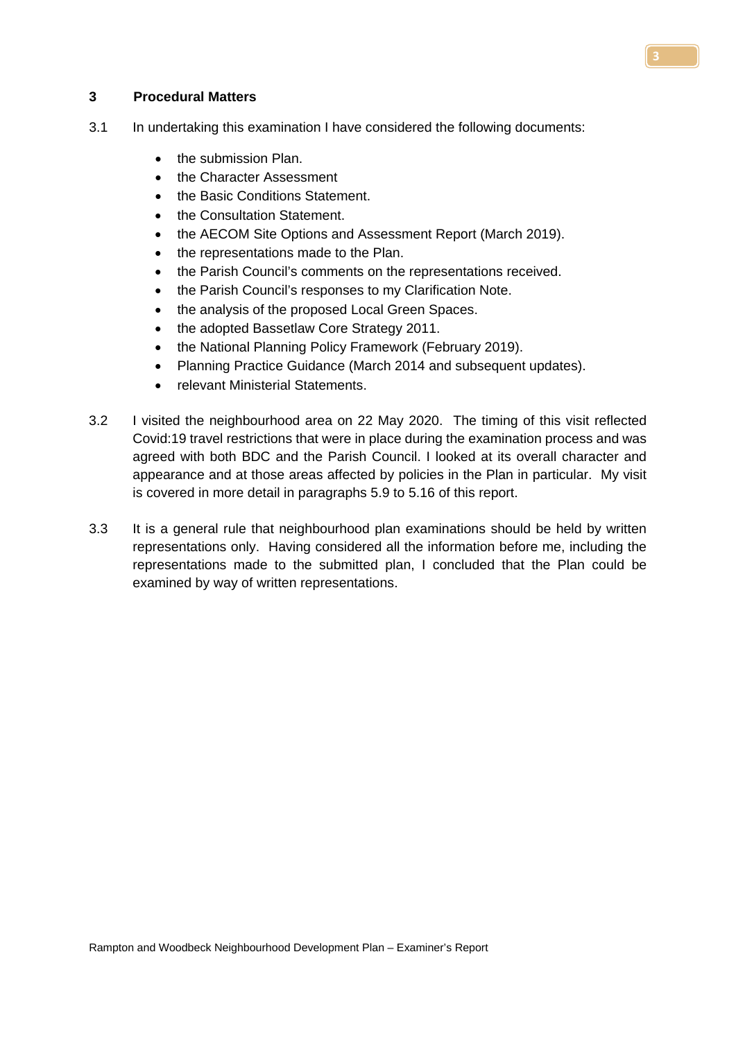## 3 Procedural Matters

3.1 In undertaking this examination I have considered the following documents:

- the submission Plan.
- the Character Assessment
- the Basic Conditions Statement.
- the Consultation Statement.
- the AECOM Site Options and Assessment Report (March 2019).
- the representations made to the Plan.
- the Parish Council's comments on the representations received.
- the Parish Council's responses to my Clarification Note.
- the analysis of the proposed Local Green Spaces.
- the adopted Bassetlaw Core Strategy 2011.
- the National Planning Policy Framework (February 2019).
- Planning Practice Guidance (March 2014 and subsequent updates).
- relevant Ministerial Statements.

3.2 I visited the neighbourhood area on 22 May 2020. The timing of this visit reflected Covid:19 travel restrictions that were in place during the examination process and was agreed with both BDC and the Parish Council. I looked at its overall character and appearance and at those areas affected by policies in the Plan in particular. My visit is covered in more detail in paragraphs 5.9 to 5.16 of this report.

3.3 It is a general rule that neighbourhood plan examinations should be held by written representations only. Having considered all the information before me, including the representations made to the submitted plan, I concluded that the Plan could be examined by way of written representations.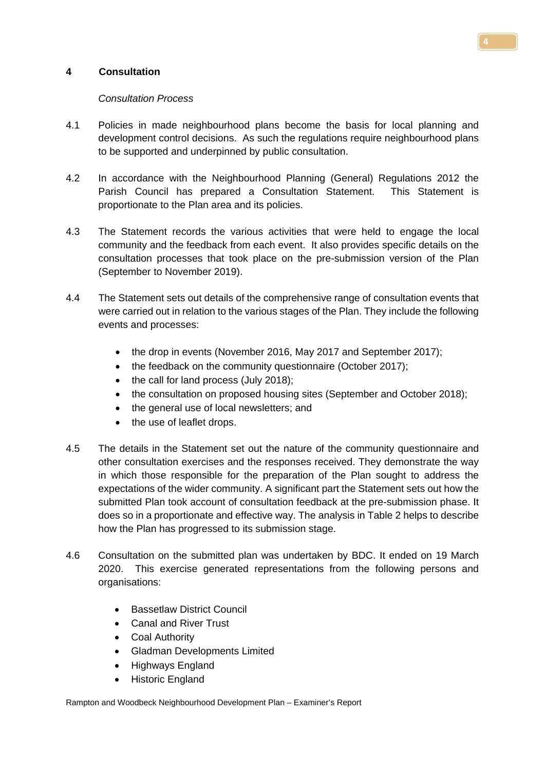## 4 Consultation

*Consultation Process*

4.1 Policies in made neighbourhood plans become the basis for local planning and development control decisions. As such the regulations require neighbourhood plans to be supported and underpinned by public consultation.

4.2 In accordance with the Neighbourhood Planning (General) Regulations 2012 the Parish Council has prepared a Consultation Statement. This Statement is proportionate to the Plan area and its policies.

4.3 The Statement records the various activities that were held to engage the local community and the feedback from each event. It also provides specific details on the consultation processes that took place on the pre-submission version of the Plan (September to November 2019).

4.4 The Statement sets out details of the comprehensive range of consultation events that were carried out in relation to the various stages of the Plan. They include the following events and processes:

- the drop in events (November 2016, May 2017 and September 2017);
- the feedback on the community questionnaire (October 2017);
- the call for land process (July 2018);
- the consultation on proposed housing sites (September and October 2018);
- the general use of local newsletters; and
- the use of leaflet drops.

4.5 The details in the Statement set out the nature of the community questionnaire and other consultation exercises and the responses received. They demonstrate the way in which those responsible for the preparation of the Plan sought to address the expectations of the wider community. A significant part the Statement sets out how the submitted Plan took account of consultation feedback at the pre-submission phase. It does so in a proportionate and effective way. The analysis in Table 2 helps to describe how the Plan has progressed to its submission stage.

4.6 Consultation on the submitted plan was undertaken by BDC. It ended on 19 March 2020. This exercise generated representations from the following persons and organisations:

- Bassetlaw District Council
- Canal and River Trust
- Coal Authority
- Gladman Developments Limited
- Highways England
- Historic England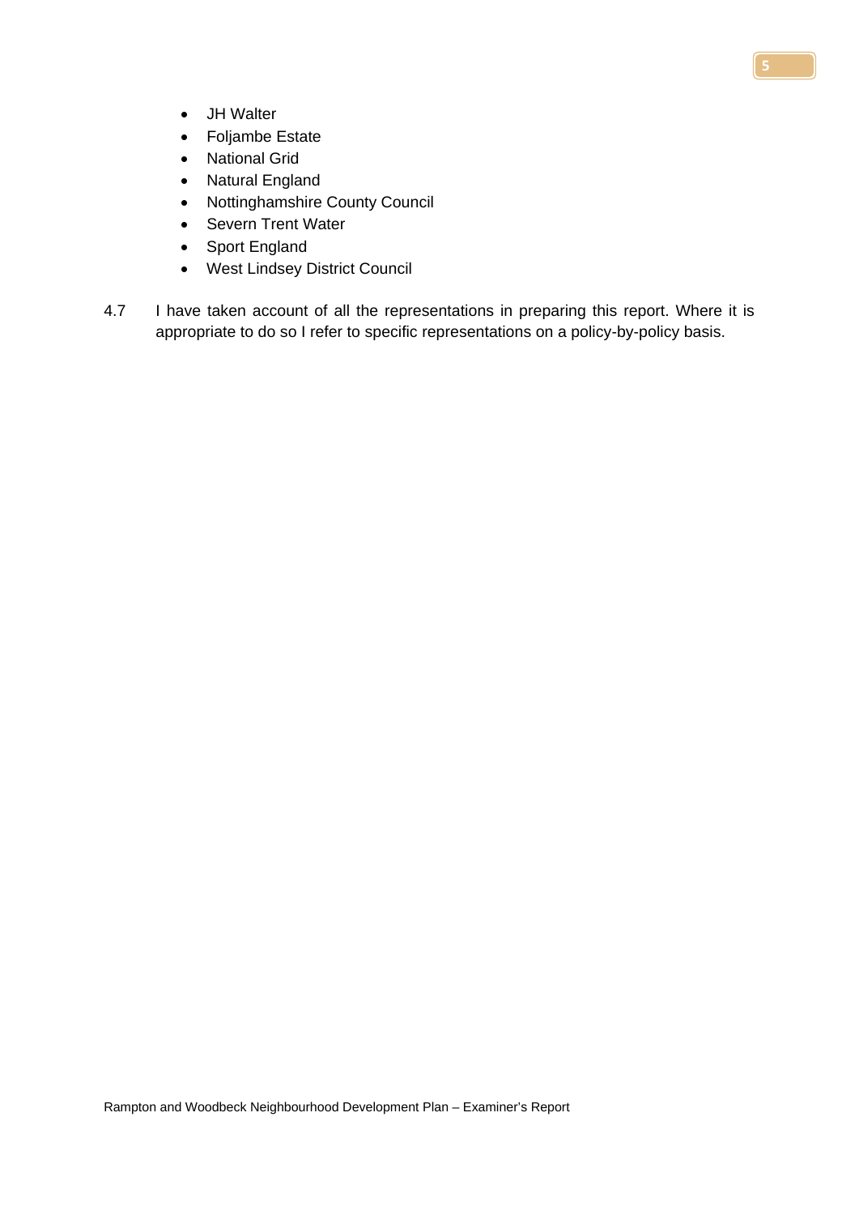- JH Walter
- Foljambe Estate
- National Grid
- Natural England
- Nottinghamshire County Council
- Severn Trent Water
- Sport England
- West Lindsey District Council

4.7 I have taken account of all the representations in preparing this report. Where it is appropriate to do so I refer to specific representations on a policy-by-policy basis.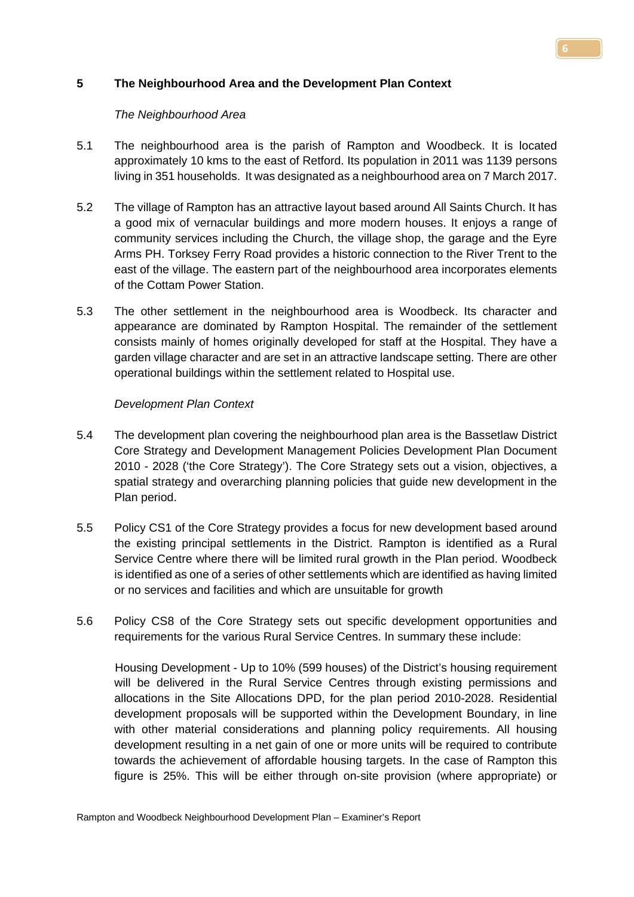## 5 The Neighbourhood Area and the Development Plan Context

*The Neighbourhood Area*

5.1 The neighbourhood area is the parish of Rampton and Woodbeck. It is located approximately 10 kms to the east of Retford. Its population in 2011 was 1139 persons living in 351 households. It was designated as a neighbourhood area on 7 March 2017.

5.2 The village of Rampton has an attractive layout based around All Saints Church. It has a good mix of vernacular buildings and more modern houses. It enjoys a range of community services including the Church, the village shop, the garage and the Eyre Arms PH. Torksey Ferry Road provides a historic connection to the River Trent to the east of the village. The eastern part of the neighbourhood area incorporates elements of the Cottam Power Station.

5.3 The other settlement in the neighbourhood area is Woodbeck. Its character and appearance are dominated by Rampton Hospital. The remainder of the settlement consists mainly of homes originally developed for staff at the Hospital. They have a garden village character and are set in an attractive landscape setting. There are other operational buildings within the settlement related to Hospital use.

*Development Plan Context*

5.4 The development plan covering the neighbourhood plan area is the Bassetlaw District Core Strategy and Development Management Policies Development Plan Document 2010 - 2028 ('the Core Strategy'). The Core Strategy sets out a vision, objectives, a spatial strategy and overarching planning policies that guide new development in the Plan period.

5.5 Policy CS1 of the Core Strategy provides a focus for new development based around the existing principal settlements in the District. Rampton is identified as a Rural Service Centre where there will be limited rural growth in the Plan period. Woodbeck is identified as one of a series of other settlements which are identified as having limited or no services and facilities and which are unsuitable for growth

5.6 Policy CS8 of the Core Strategy sets out specific development opportunities and requirements for the various Rural Service Centres. In summary these include:

Housing Development - Up to 10% (599 houses) of the District's housing requirement will be delivered in the Rural Service Centres through existing permissions and allocations in the Site Allocations DPD, for the plan period 2010-2028. Residential development proposals will be supported within the Development Boundary, in line with other material considerations and planning policy requirements. All housing development resulting in a net gain of one or more units will be required to contribute towards the achievement of affordable housing targets. In the case of Rampton this figure is 25%. This will be either through on-site provision (where appropriate) or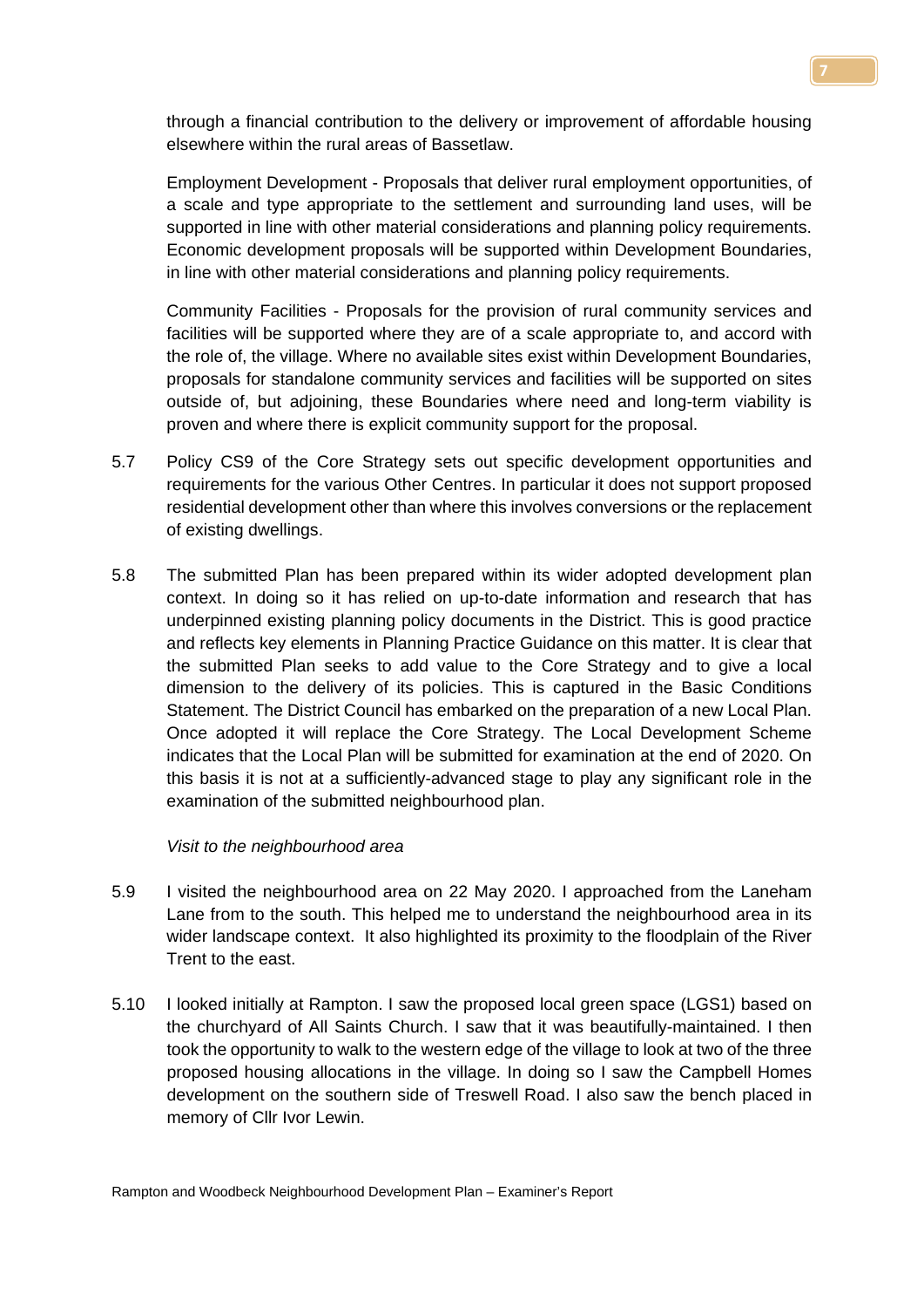through a financial contribution to the delivery or improvement of affordable housing elsewhere within the rural areas of Bassetlaw.

Employment Development - Proposals that deliver rural employment opportunities, of a scale and type appropriate to the settlement and surrounding land uses, will be supported in line with other material considerations and planning policy requirements. Economic development proposals will be supported within Development Boundaries, in line with other material considerations and planning policy requirements.

Community Facilities - Proposals for the provision of rural community services and facilities will be supported where they are of a scale appropriate to, and accord with the role of, the village. Where no available sites exist within Development Boundaries, proposals for standalone community services and facilities will be supported on sites outside of, but adjoining, these Boundaries where need and long-term viability is proven and where there is explicit community support for the proposal.

5.7 Policy CS9 of the Core Strategy sets out specific development opportunities and requirements for the various Other Centres. In particular it does not support proposed residential development other than where this involves conversions or the replacement of existing dwellings.

5.8 The submitted Plan has been prepared within its wider adopted development plan context. In doing so it has relied on up-to-date information and research that has underpinned existing planning policy documents in the District. This is good practice and reflects key elements in Planning Practice Guidance on this matter. It is clear that the submitted Plan seeks to add value to the Core Strategy and to give a local dimension to the delivery of its policies. This is captured in the Basic Conditions Statement. The District Council has embarked on the preparation of a new Local Plan. Once adopted it will replace the Core Strategy. The Local Development Scheme indicates that the Local Plan will be submitted for examination at the end of 2020. On this basis it is not at a sufficiently-advanced stage to play any significant role in the examination of the submitted neighbourhood plan.

*Visit to the neighbourhood area*

5.9 I visited the neighbourhood area on 22 May 2020. I approached from the Laneham Lane from to the south. This helped me to understand the neighbourhood area in its wider landscape context. It also highlighted its proximity to the floodplain of the River Trent to the east.

5.10 I looked initially at Rampton. I saw the proposed local green space (LGS1) based on the churchyard of All Saints Church. I saw that it was beautifully-maintained. I then took the opportunity to walk to the western edge of the village to look at two of the three proposed housing allocations in the village. In doing so I saw the Campbell Homes development on the southern side of Treswell Road. I also saw the bench placed in memory of Cllr Ivor Lewin.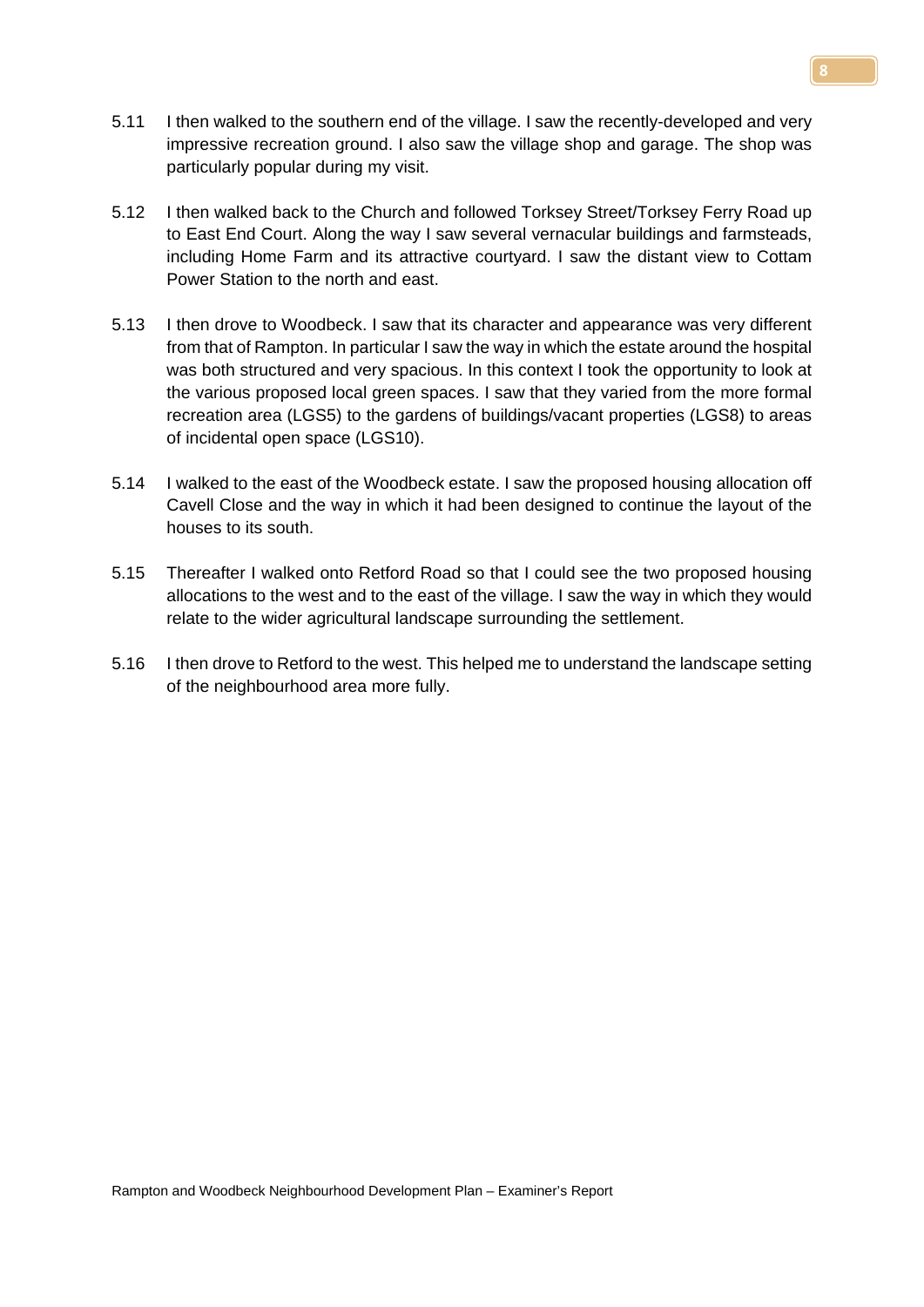5.11 I then walked to the southern end of the village. I saw the recently-developed and very impressive recreation ground. I also saw the village shop and garage. The shop was particularly popular during my visit.

5.12 I then walked back to the Church and followed Torksey Street/Torksey Ferry Road up to East End Court. Along the way I saw several vernacular buildings and farmsteads, including Home Farm and its attractive courtyard. I saw the distant view to Cottam Power Station to the north and east.

5.13 I then drove to Woodbeck. I saw that its character and appearance was very different from that of Rampton. In particular I saw the way in which the estate around the hospital was both structured and very spacious. In this context I took the opportunity to look at the various proposed local green spaces. I saw that they varied from the more formal recreation area (LGS5) to the gardens of buildings/vacant properties (LGS8) to areas of incidental open space (LGS10).

5.14 I walked to the east of the Woodbeck estate. I saw the proposed housing allocation off Cavell Close and the way in which it had been designed to continue the layout of the houses to its south.

5.15 Thereafter I walked onto Retford Road so that I could see the two proposed housing allocations to the west and to the east of the village. I saw the way in which they would relate to the wider agricultural landscape surrounding the settlement.

5.16 I then drove to Retford to the west. This helped me to understand the landscape setting of the neighbourhood area more fully.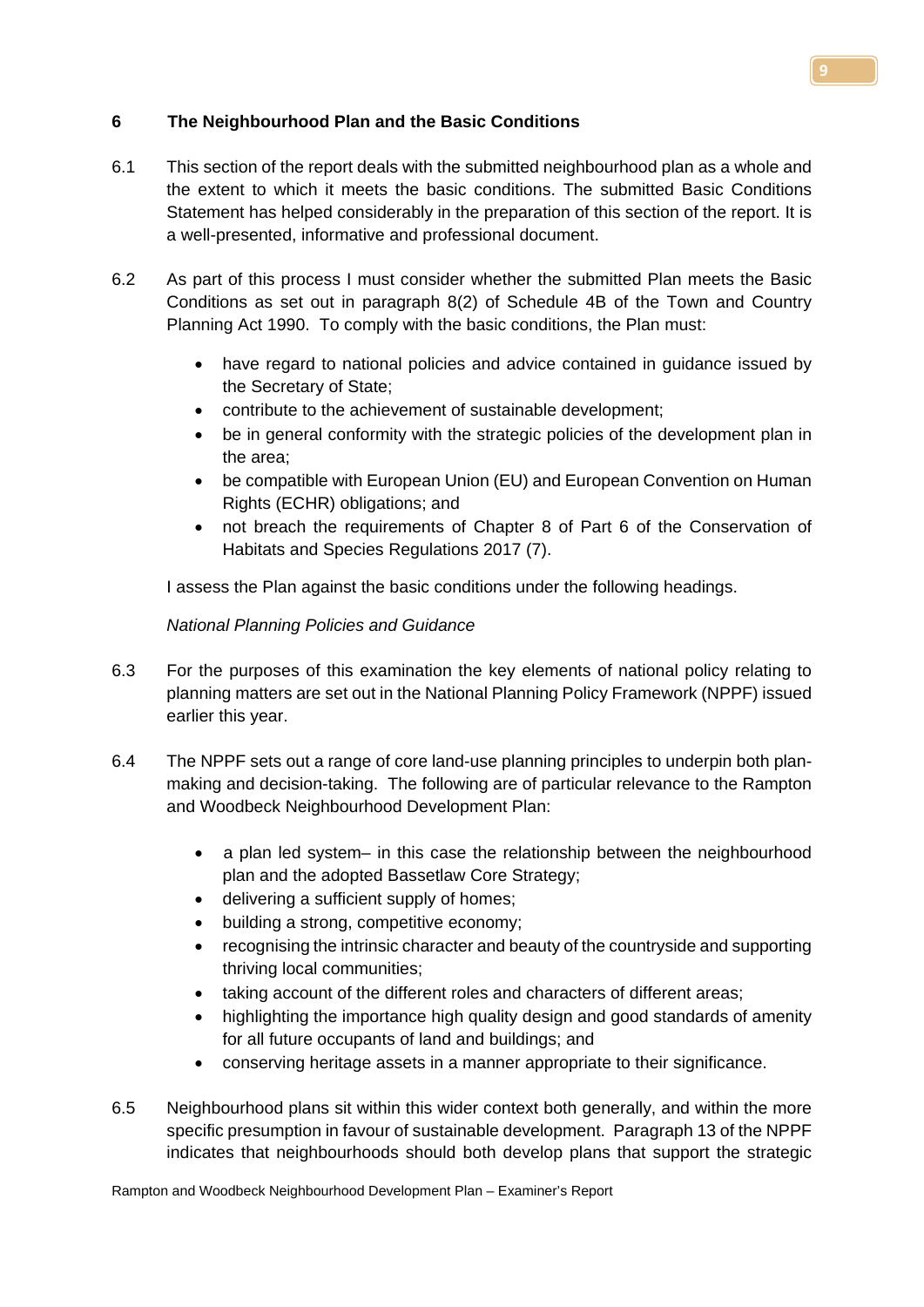## 6 The Neighbourhood Plan and the Basic Conditions

6.1 This section of the report deals with the submitted neighbourhood plan as a whole and the extent to which it meets the basic conditions. The submitted Basic Conditions Statement has helped considerably in the preparation of this section of the report. It is a well-presented, informative and professional document.

6.2 As part of this process I must consider whether the submitted Plan meets the Basic Conditions as set out in paragraph 8(2) of Schedule 4B of the Town and Country Planning Act 1990. To comply with the basic conditions, the Plan must:

- have regard to national policies and advice contained in guidance issued by the Secretary of State;
- contribute to the achievement of sustainable development;
- be in general conformity with the strategic policies of the development plan in the area;
- be compatible with European Union (EU) and European Convention on Human Rights (ECHR) obligations; and
- not breach the requirements of Chapter 8 of Part 6 of the Conservation of Habitats and Species Regulations 2017 (7).

I assess the Plan against the basic conditions under the following headings.

*National Planning Policies and Guidance*

6.3 For the purposes of this examination the key elements of national policy relating to planning matters are set out in the National Planning Policy Framework (NPPF) issued earlier this year.

6.4 The NPPF sets out a range of core land-use planning principles to underpin both plan-making and decision-taking. The following are of particular relevance to the Rampton and Woodbeck Neighbourhood Development Plan:

- a plan led system– in this case the relationship between the neighbourhood plan and the adopted Bassetlaw Core Strategy;
- delivering a sufficient supply of homes;
- building a strong, competitive economy;
- recognising the intrinsic character and beauty of the countryside and supporting thriving local communities;
- taking account of the different roles and characters of different areas;
- highlighting the importance high quality design and good standards of amenity for all future occupants of land and buildings; and
- conserving heritage assets in a manner appropriate to their significance.

6.5 Neighbourhood plans sit within this wider context both generally, and within the more specific presumption in favour of sustainable development. Paragraph 13 of the NPPF indicates that neighbourhoods should both develop plans that support the strategic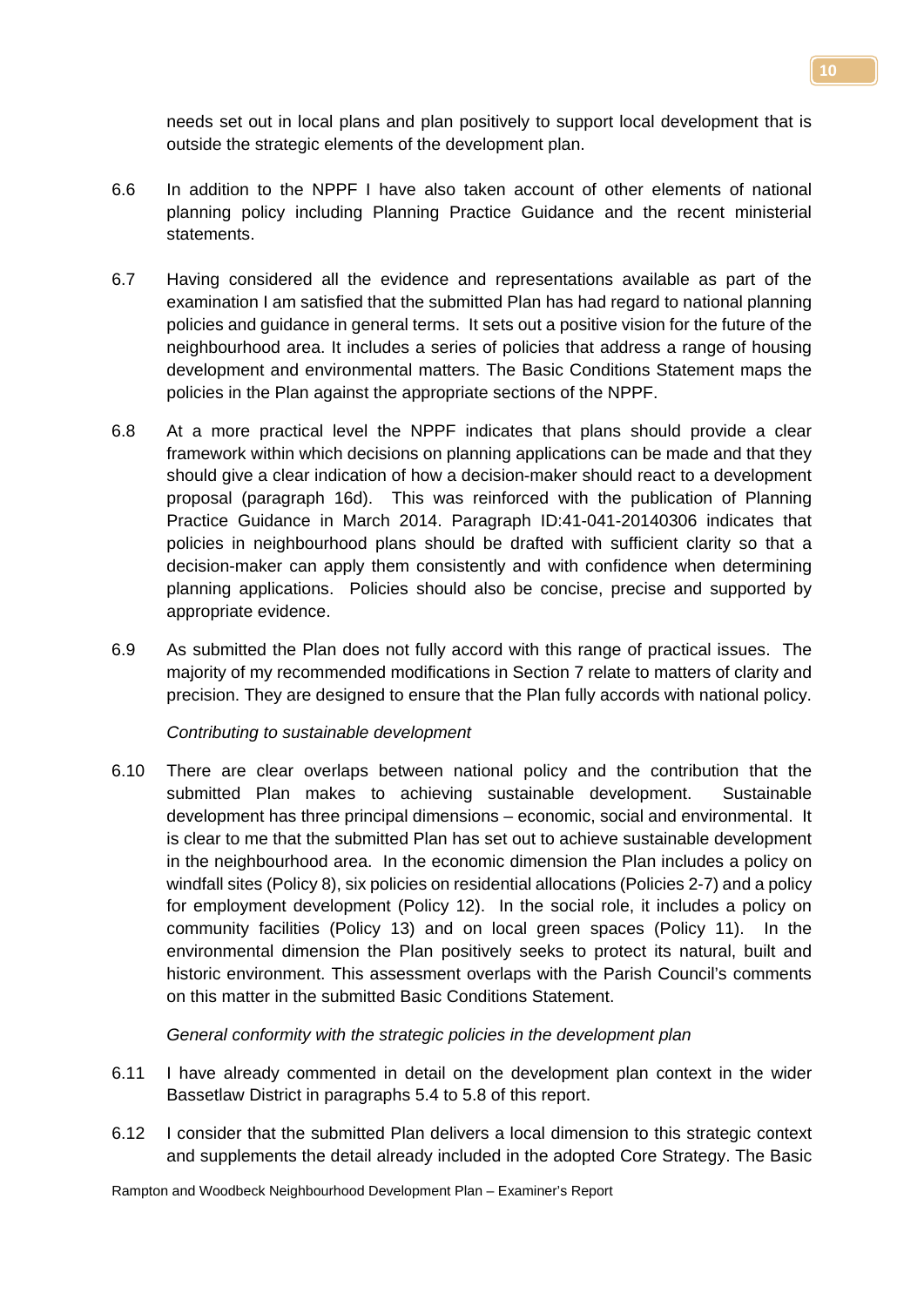needs set out in local plans and plan positively to support local development that is outside the strategic elements of the development plan.

6.6 In addition to the NPPF I have also taken account of other elements of national planning policy including Planning Practice Guidance and the recent ministerial statements.

6.7 Having considered all the evidence and representations available as part of the examination I am satisfied that the submitted Plan has had regard to national planning policies and guidance in general terms. It sets out a positive vision for the future of the neighbourhood area. It includes a series of policies that address a range of housing development and environmental matters. The Basic Conditions Statement maps the policies in the Plan against the appropriate sections of the NPPF.

6.8 At a more practical level the NPPF indicates that plans should provide a clear framework within which decisions on planning applications can be made and that they should give a clear indication of how a decision-maker should react to a development proposal (paragraph 16d). This was reinforced with the publication of Planning Practice Guidance in March 2014. Paragraph ID:41-041-20140306 indicates that policies in neighbourhood plans should be drafted with sufficient clarity so that a decision-maker can apply them consistently and with confidence when determining planning applications. Policies should also be concise, precise and supported by appropriate evidence.

6.9 As submitted the Plan does not fully accord with this range of practical issues. The majority of my recommended modifications in Section 7 relate to matters of clarity and precision. They are designed to ensure that the Plan fully accords with national policy.

*Contributing to sustainable development*

6.10 There are clear overlaps between national policy and the contribution that the submitted Plan makes to achieving sustainable development. Sustainable development has three principal dimensions – economic, social and environmental. It is clear to me that the submitted Plan has set out to achieve sustainable development in the neighbourhood area. In the economic dimension the Plan includes a policy on windfall sites (Policy 8), six policies on residential allocations (Policies 2-7) and a policy for employment development (Policy 12). In the social role, it includes a policy on community facilities (Policy 13) and on local green spaces (Policy 11). In the environmental dimension the Plan positively seeks to protect its natural, built and historic environment. This assessment overlaps with the Parish Council's comments on this matter in the submitted Basic Conditions Statement.

*General conformity with the strategic policies in the development plan*

6.11 I have already commented in detail on the development plan context in the wider Bassetlaw District in paragraphs 5.4 to 5.8 of this report.

6.12 I consider that the submitted Plan delivers a local dimension to this strategic context and supplements the detail already included in the adopted Core Strategy. The Basic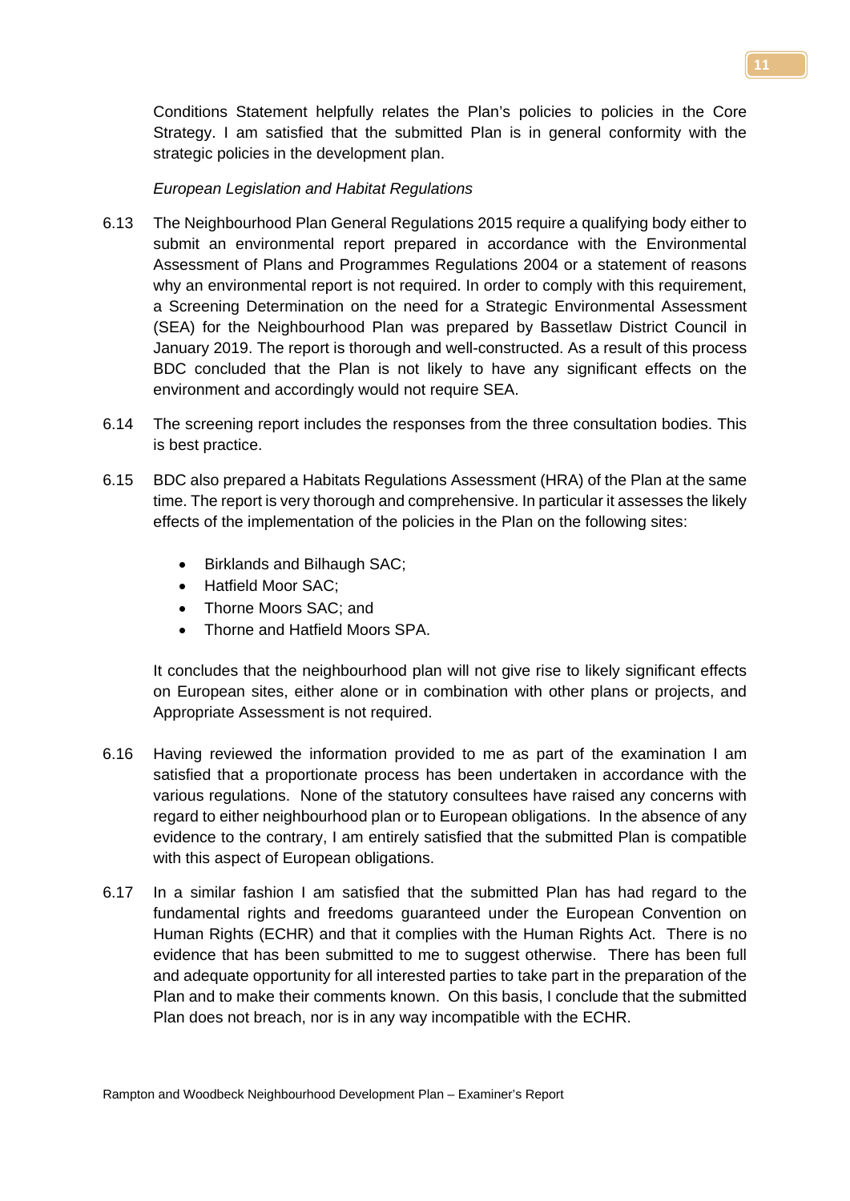Conditions Statement helpfully relates the Plan's policies to policies in the Core Strategy. I am satisfied that the submitted Plan is in general conformity with the strategic policies in the development plan.

*European Legislation and Habitat Regulations*

6.13 The Neighbourhood Plan General Regulations 2015 require a qualifying body either to submit an environmental report prepared in accordance with the Environmental Assessment of Plans and Programmes Regulations 2004 or a statement of reasons why an environmental report is not required. In order to comply with this requirement, a Screening Determination on the need for a Strategic Environmental Assessment (SEA) for the Neighbourhood Plan was prepared by Bassetlaw District Council in January 2019. The report is thorough and well-constructed. As a result of this process BDC concluded that the Plan is not likely to have any significant effects on the environment and accordingly would not require SEA.

6.14 The screening report includes the responses from the three consultation bodies. This is best practice.

6.15 BDC also prepared a Habitats Regulations Assessment (HRA) of the Plan at the same time. The report is very thorough and comprehensive. In particular it assesses the likely effects of the implementation of the policies in the Plan on the following sites:

- Birklands and Bilhaugh SAC;
- Hatfield Moor SAC;
- Thorne Moors SAC; and
- Thorne and Hatfield Moors SPA.

It concludes that the neighbourhood plan will not give rise to likely significant effects on European sites, either alone or in combination with other plans or projects, and Appropriate Assessment is not required.

6.16 Having reviewed the information provided to me as part of the examination I am satisfied that a proportionate process has been undertaken in accordance with the various regulations. None of the statutory consultees have raised any concerns with regard to either neighbourhood plan or to European obligations. In the absence of any evidence to the contrary, I am entirely satisfied that the submitted Plan is compatible with this aspect of European obligations.

6.17 In a similar fashion I am satisfied that the submitted Plan has had regard to the fundamental rights and freedoms guaranteed under the European Convention on Human Rights (ECHR) and that it complies with the Human Rights Act. There is no evidence that has been submitted to me to suggest otherwise. There has been full and adequate opportunity for all interested parties to take part in the preparation of the Plan and to make their comments known. On this basis, I conclude that the submitted Plan does not breach, nor is in any way incompatible with the ECHR.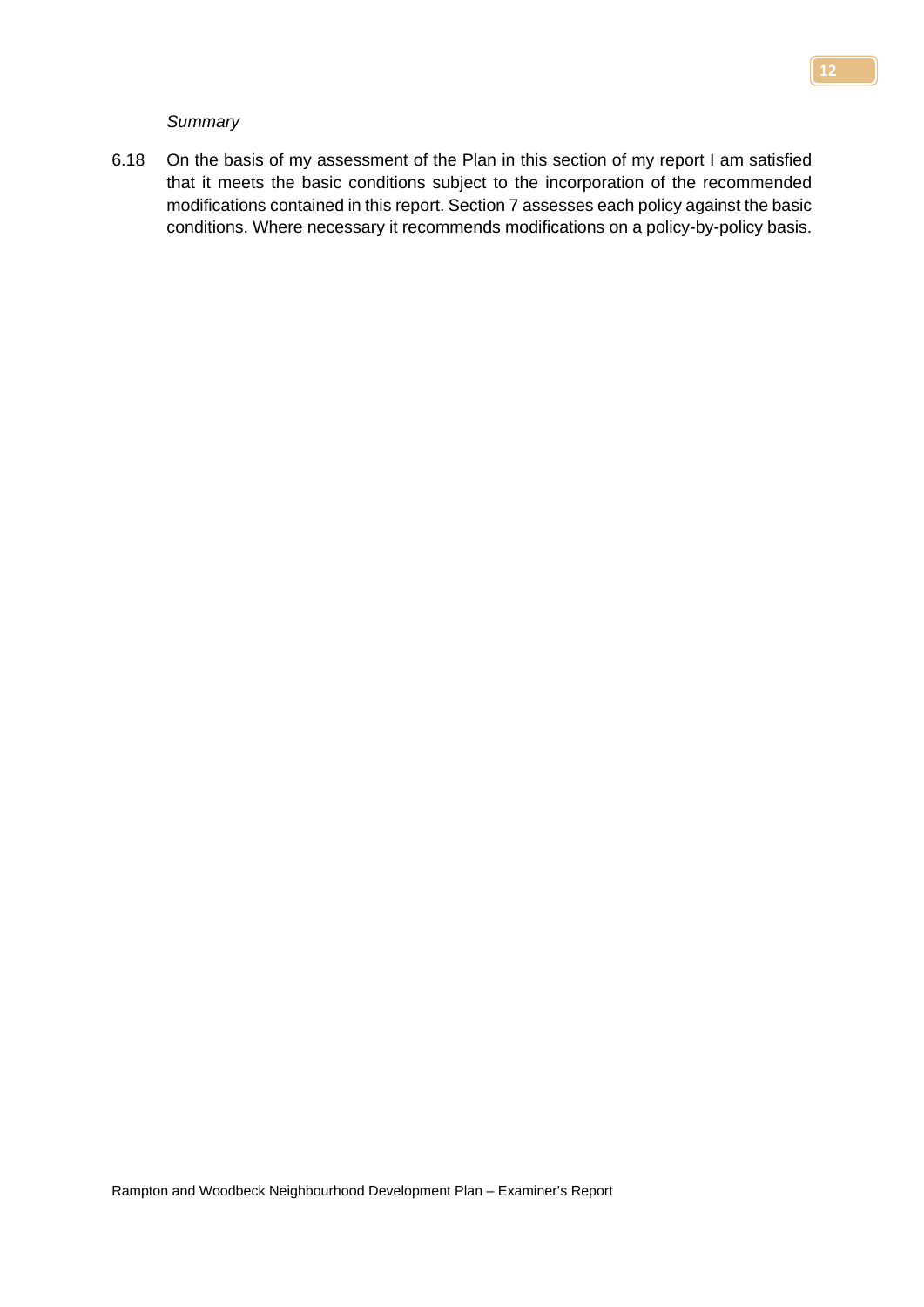*Summary*

6.18 On the basis of my assessment of the Plan in this section of my report I am satisfied that it meets the basic conditions subject to the incorporation of the recommended modifications contained in this report. Section 7 assesses each policy against the basic conditions. Where necessary it recommends modifications on a policy-by-policy basis.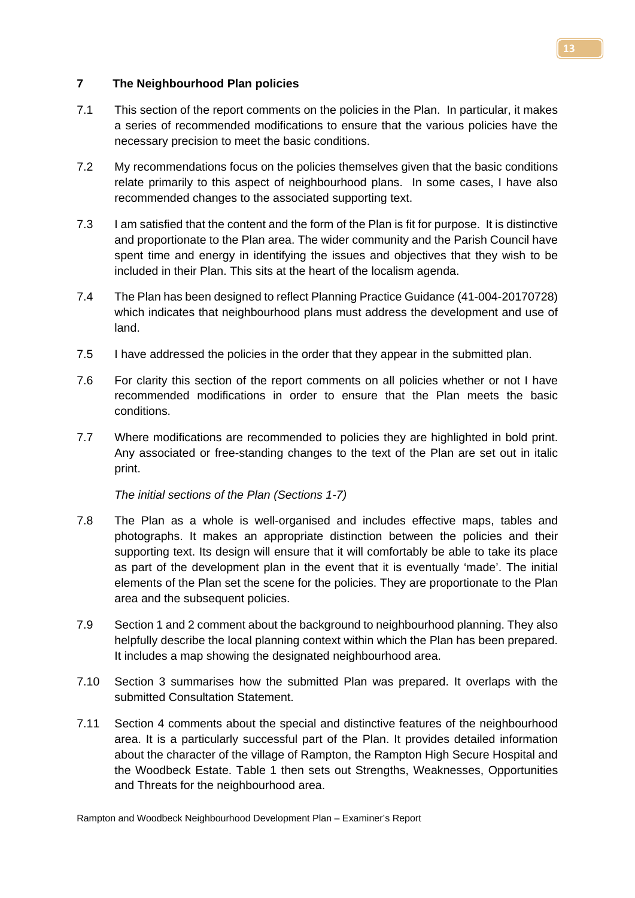## 7 The Neighbourhood Plan policies

7.1 This section of the report comments on the policies in the Plan. In particular, it makes a series of recommended modifications to ensure that the various policies have the necessary precision to meet the basic conditions.

7.2 My recommendations focus on the policies themselves given that the basic conditions relate primarily to this aspect of neighbourhood plans. In some cases, I have also recommended changes to the associated supporting text.

7.3 I am satisfied that the content and the form of the Plan is fit for purpose. It is distinctive and proportionate to the Plan area. The wider community and the Parish Council have spent time and energy in identifying the issues and objectives that they wish to be included in their Plan. This sits at the heart of the localism agenda.

7.4 The Plan has been designed to reflect Planning Practice Guidance (41-004-20170728) which indicates that neighbourhood plans must address the development and use of land.

7.5 I have addressed the policies in the order that they appear in the submitted plan.

7.6 For clarity this section of the report comments on all policies whether or not I have recommended modifications in order to ensure that the Plan meets the basic conditions.

7.7 Where modifications are recommended to policies they are highlighted in bold print. Any associated or free-standing changes to the text of the Plan are set out in italic print.

*The initial sections of the Plan (Sections 1-7)*

7.8 The Plan as a whole is well-organised and includes effective maps, tables and photographs. It makes an appropriate distinction between the policies and their supporting text. Its design will ensure that it will comfortably be able to take its place as part of the development plan in the event that it is eventually 'made'. The initial elements of the Plan set the scene for the policies. They are proportionate to the Plan area and the subsequent policies.

7.9 Section 1 and 2 comment about the background to neighbourhood planning. They also helpfully describe the local planning context within which the Plan has been prepared. It includes a map showing the designated neighbourhood area.

7.10 Section 3 summarises how the submitted Plan was prepared. It overlaps with the submitted Consultation Statement.

7.11 Section 4 comments about the special and distinctive features of the neighbourhood area. It is a particularly successful part of the Plan. It provides detailed information about the character of the village of Rampton, the Rampton High Secure Hospital and the Woodbeck Estate. Table 1 then sets out Strengths, Weaknesses, Opportunities and Threats for the neighbourhood area.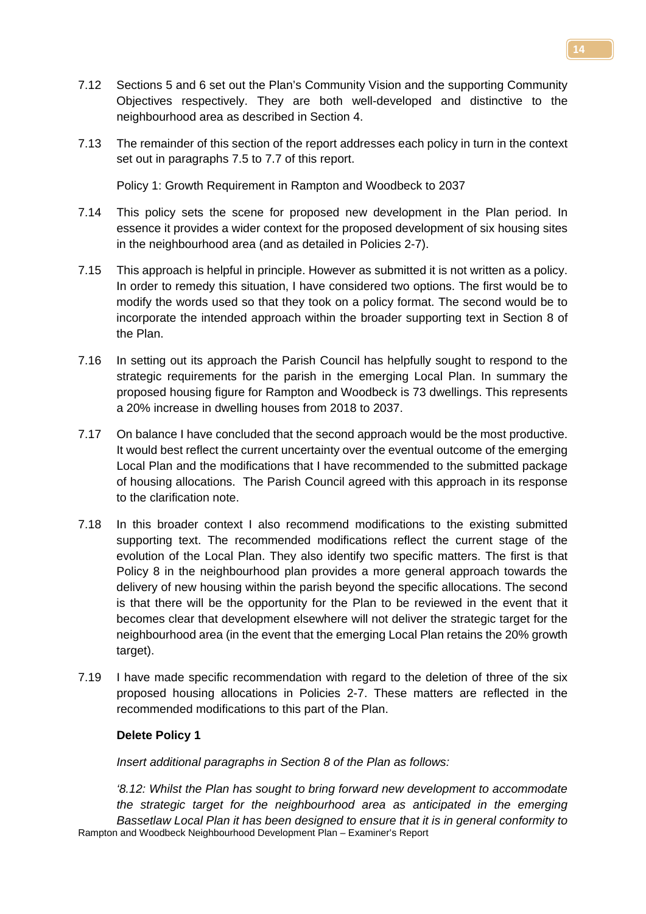7.12 Sections 5 and 6 set out the Plan's Community Vision and the supporting Community Objectives respectively. They are both well-developed and distinctive to the neighbourhood area as described in Section 4.

7.13 The remainder of this section of the report addresses each policy in turn in the context set out in paragraphs 7.5 to 7.7 of this report.

Policy 1: Growth Requirement in Rampton and Woodbeck to 2037

7.14 This policy sets the scene for proposed new development in the Plan period. In essence it provides a wider context for the proposed development of six housing sites in the neighbourhood area (and as detailed in Policies 2-7).

7.15 This approach is helpful in principle. However as submitted it is not written as a policy. In order to remedy this situation, I have considered two options. The first would be to modify the words used so that they took on a policy format. The second would be to incorporate the intended approach within the broader supporting text in Section 8 of the Plan.

7.16 In setting out its approach the Parish Council has helpfully sought to respond to the strategic requirements for the parish in the emerging Local Plan. In summary the proposed housing figure for Rampton and Woodbeck is 73 dwellings. This represents a 20% increase in dwelling houses from 2018 to 2037.

7.17 On balance I have concluded that the second approach would be the most productive. It would best reflect the current uncertainty over the eventual outcome of the emerging Local Plan and the modifications that I have recommended to the submitted package of housing allocations. The Parish Council agreed with this approach in its response to the clarification note.

7.18 In this broader context I also recommend modifications to the existing submitted supporting text. The recommended modifications reflect the current stage of the evolution of the Local Plan. They also identify two specific matters. The first is that Policy 8 in the neighbourhood plan provides a more general approach towards the delivery of new housing within the parish beyond the specific allocations. The second is that there will be the opportunity for the Plan to be reviewed in the event that it becomes clear that development elsewhere will not deliver the strategic target for the neighbourhood area (in the event that the emerging Local Plan retains the 20% growth target).

7.19 I have made specific recommendation with regard to the deletion of three of the six proposed housing allocations in Policies 2-7. These matters are reflected in the recommended modifications to this part of the Plan.

**Delete Policy 1**

*Insert additional paragraphs in Section 8 of the Plan as follows:*

*'8.12: Whilst the Plan has sought to bring forward new development to accommodate the strategic target for the neighbourhood area as anticipated in the emerging Bassetlaw Local Plan it has been designed to ensure that it is in general conformity to*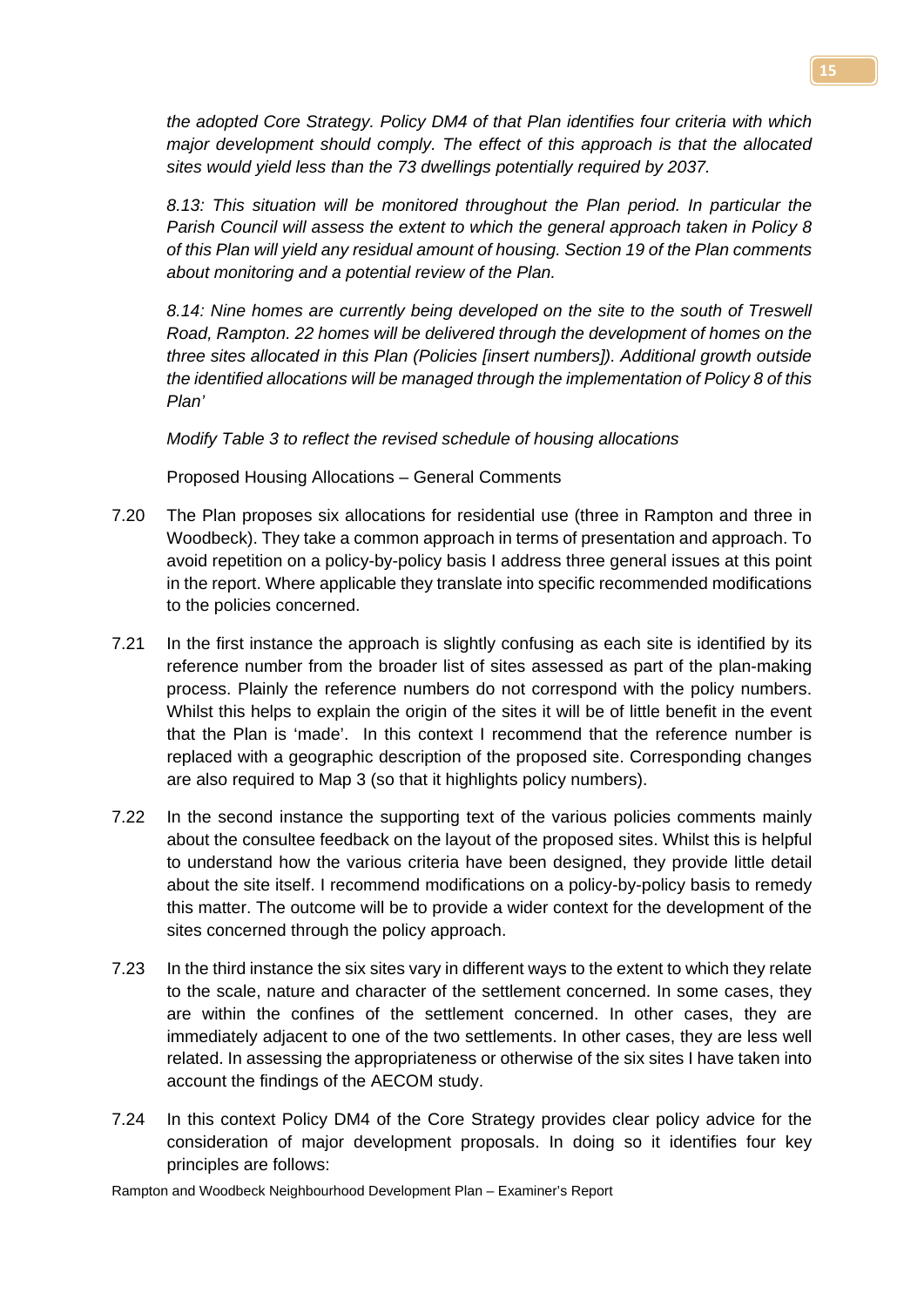*the adopted Core Strategy. Policy DM4 of that Plan identifies four criteria with which major development should comply. The effect of this approach is that the allocated sites would yield less than the 73 dwellings potentially required by 2037.*

*8.13: This situation will be monitored throughout the Plan period. In particular the Parish Council will assess the extent to which the general approach taken in Policy 8 of this Plan will yield any residual amount of housing. Section 19 of the Plan comments about monitoring and a potential review of the Plan.*

*8.14: Nine homes are currently being developed on the site to the south of Treswell Road, Rampton. 22 homes will be delivered through the development of homes on the three sites allocated in this Plan (Policies [insert numbers]). Additional growth outside the identified allocations will be managed through the implementation of Policy 8 of this Plan'*

*Modify Table 3 to reflect the revised schedule of housing allocations*

Proposed Housing Allocations – General Comments

7.20 The Plan proposes six allocations for residential use (three in Rampton and three in Woodbeck). They take a common approach in terms of presentation and approach. To avoid repetition on a policy-by-policy basis I address three general issues at this point in the report. Where applicable they translate into specific recommended modifications to the policies concerned.

7.21 In the first instance the approach is slightly confusing as each site is identified by its reference number from the broader list of sites assessed as part of the plan-making process. Plainly the reference numbers do not correspond with the policy numbers. Whilst this helps to explain the origin of the sites it will be of little benefit in the event that the Plan is 'made'. In this context I recommend that the reference number is replaced with a geographic description of the proposed site. Corresponding changes are also required to Map 3 (so that it highlights policy numbers).

7.22 In the second instance the supporting text of the various policies comments mainly about the consultee feedback on the layout of the proposed sites. Whilst this is helpful to understand how the various criteria have been designed, they provide little detail about the site itself. I recommend modifications on a policy-by-policy basis to remedy this matter. The outcome will be to provide a wider context for the development of the sites concerned through the policy approach.

7.23 In the third instance the six sites vary in different ways to the extent to which they relate to the scale, nature and character of the settlement concerned. In some cases, they are within the confines of the settlement concerned. In other cases, they are immediately adjacent to one of the two settlements. In other cases, they are less well related. In assessing the appropriateness or otherwise of the six sites I have taken into account the findings of the AECOM study.

7.24 In this context Policy DM4 of the Core Strategy provides clear policy advice for the consideration of major development proposals. In doing so it identifies four key principles are follows: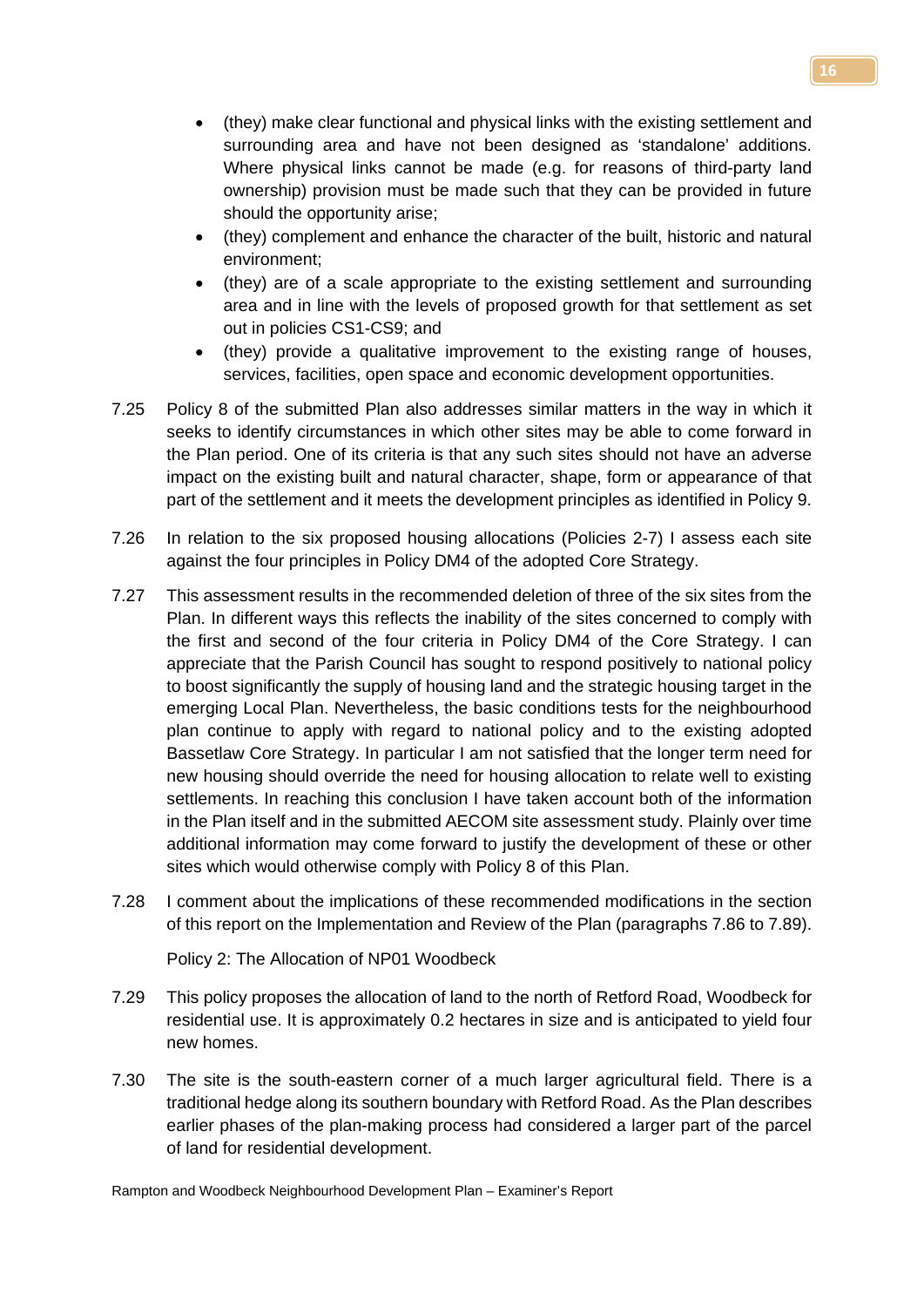- (they) make clear functional and physical links with the existing settlement and surrounding area and have not been designed as 'standalone' additions. Where physical links cannot be made (e.g. for reasons of third-party land ownership) provision must be made such that they can be provided in future should the opportunity arise;
- (they) complement and enhance the character of the built, historic and natural environment;
- (they) are of a scale appropriate to the existing settlement and surrounding area and in line with the levels of proposed growth for that settlement as set out in policies CS1-CS9; and
- (they) provide a qualitative improvement to the existing range of houses, services, facilities, open space and economic development opportunities.

7.25 Policy 8 of the submitted Plan also addresses similar matters in the way in which it seeks to identify circumstances in which other sites may be able to come forward in the Plan period. One of its criteria is that any such sites should not have an adverse impact on the existing built and natural character, shape, form or appearance of that part of the settlement and it meets the development principles as identified in Policy 9.

7.26 In relation to the six proposed housing allocations (Policies 2-7) I assess each site against the four principles in Policy DM4 of the adopted Core Strategy.

7.27 This assessment results in the recommended deletion of three of the six sites from the Plan. In different ways this reflects the inability of the sites concerned to comply with the first and second of the four criteria in Policy DM4 of the Core Strategy. I can appreciate that the Parish Council has sought to respond positively to national policy to boost significantly the supply of housing land and the strategic housing target in the emerging Local Plan. Nevertheless, the basic conditions tests for the neighbourhood plan continue to apply with regard to national policy and to the existing adopted Bassetlaw Core Strategy. In particular I am not satisfied that the longer term need for new housing should override the need for housing allocation to relate well to existing settlements. In reaching this conclusion I have taken account both of the information in the Plan itself and in the submitted AECOM site assessment study. Plainly over time additional information may come forward to justify the development of these or other sites which would otherwise comply with Policy 8 of this Plan.

7.28 I comment about the implications of these recommended modifications in the section of this report on the Implementation and Review of the Plan (paragraphs 7.86 to 7.89).

Policy 2: The Allocation of NP01 Woodbeck

7.29 This policy proposes the allocation of land to the north of Retford Road, Woodbeck for residential use. It is approximately 0.2 hectares in size and is anticipated to yield four new homes.

7.30 The site is the south-eastern corner of a much larger agricultural field. There is a traditional hedge along its southern boundary with Retford Road. As the Plan describes earlier phases of the plan-making process had considered a larger part of the parcel of land for residential development.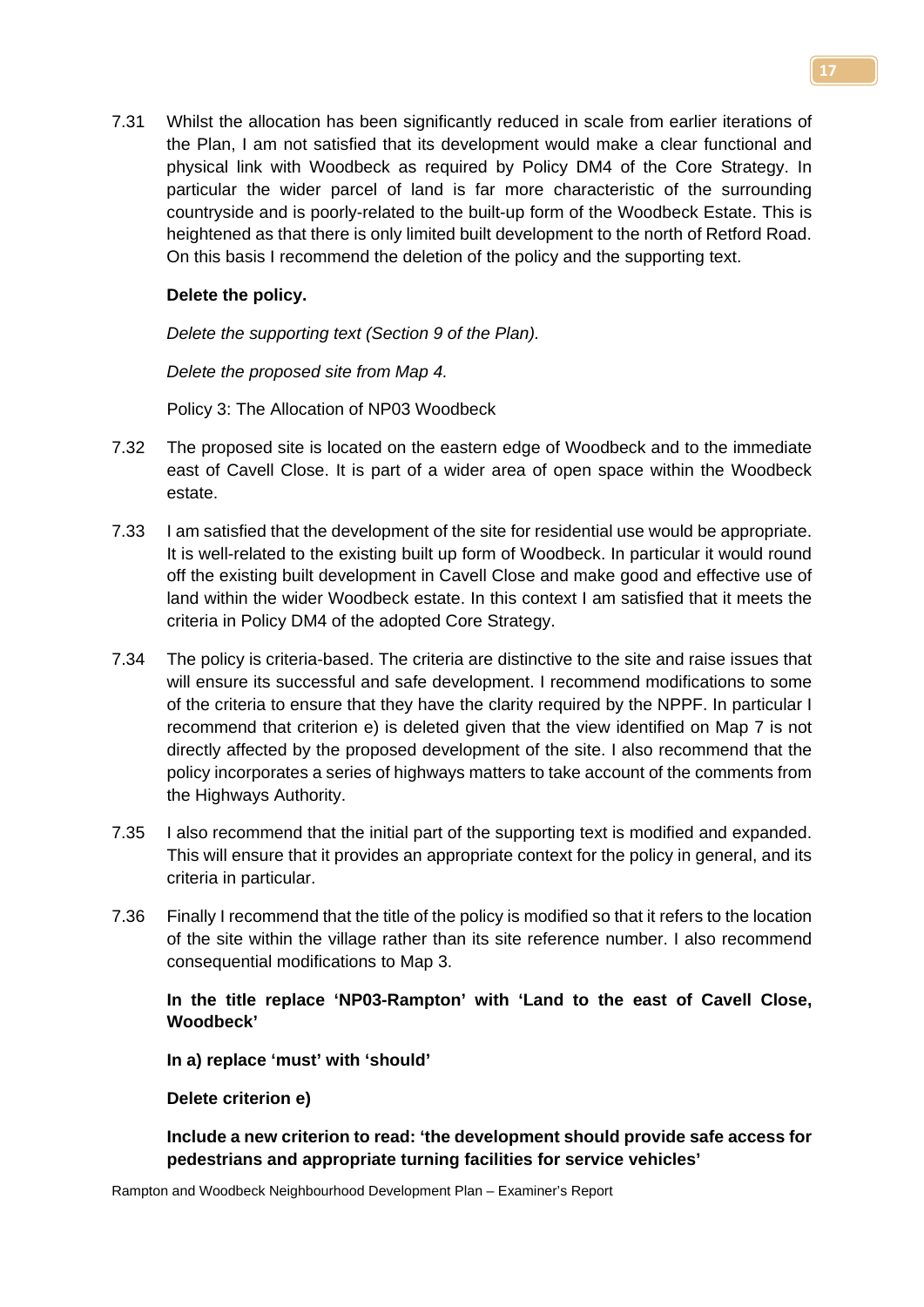7.31 Whilst the allocation has been significantly reduced in scale from earlier iterations of the Plan, I am not satisfied that its development would make a clear functional and physical link with Woodbeck as required by Policy DM4 of the Core Strategy. In particular the wider parcel of land is far more characteristic of the surrounding countryside and is poorly-related to the built-up form of the Woodbeck Estate. This is heightened as that there is only limited built development to the north of Retford Road. On this basis I recommend the deletion of the policy and the supporting text.

**Delete the policy.**

*Delete the supporting text (Section 9 of the Plan).*

*Delete the proposed site from Map 4.*

Policy 3: The Allocation of NP03 Woodbeck

7.32 The proposed site is located on the eastern edge of Woodbeck and to the immediate east of Cavell Close. It is part of a wider area of open space within the Woodbeck estate.

7.33 I am satisfied that the development of the site for residential use would be appropriate. It is well-related to the existing built up form of Woodbeck. In particular it would round off the existing built development in Cavell Close and make good and effective use of land within the wider Woodbeck estate. In this context I am satisfied that it meets the criteria in Policy DM4 of the adopted Core Strategy.

7.34 The policy is criteria-based. The criteria are distinctive to the site and raise issues that will ensure its successful and safe development. I recommend modifications to some of the criteria to ensure that they have the clarity required by the NPPF. In particular I recommend that criterion e) is deleted given that the view identified on Map 7 is not directly affected by the proposed development of the site. I also recommend that the policy incorporates a series of highways matters to take account of the comments from the Highways Authority.

7.35 I also recommend that the initial part of the supporting text is modified and expanded. This will ensure that it provides an appropriate context for the policy in general, and its criteria in particular.

7.36 Finally I recommend that the title of the policy is modified so that it refers to the location of the site within the village rather than its site reference number. I also recommend consequential modifications to Map 3.

**In the title replace 'NP03-Rampton' with 'Land to the east of Cavell Close, Woodbeck'**

**In a) replace 'must' with 'should'**

**Delete criterion e)**

**Include a new criterion to read: 'the development should provide safe access for pedestrians and appropriate turning facilities for service vehicles'**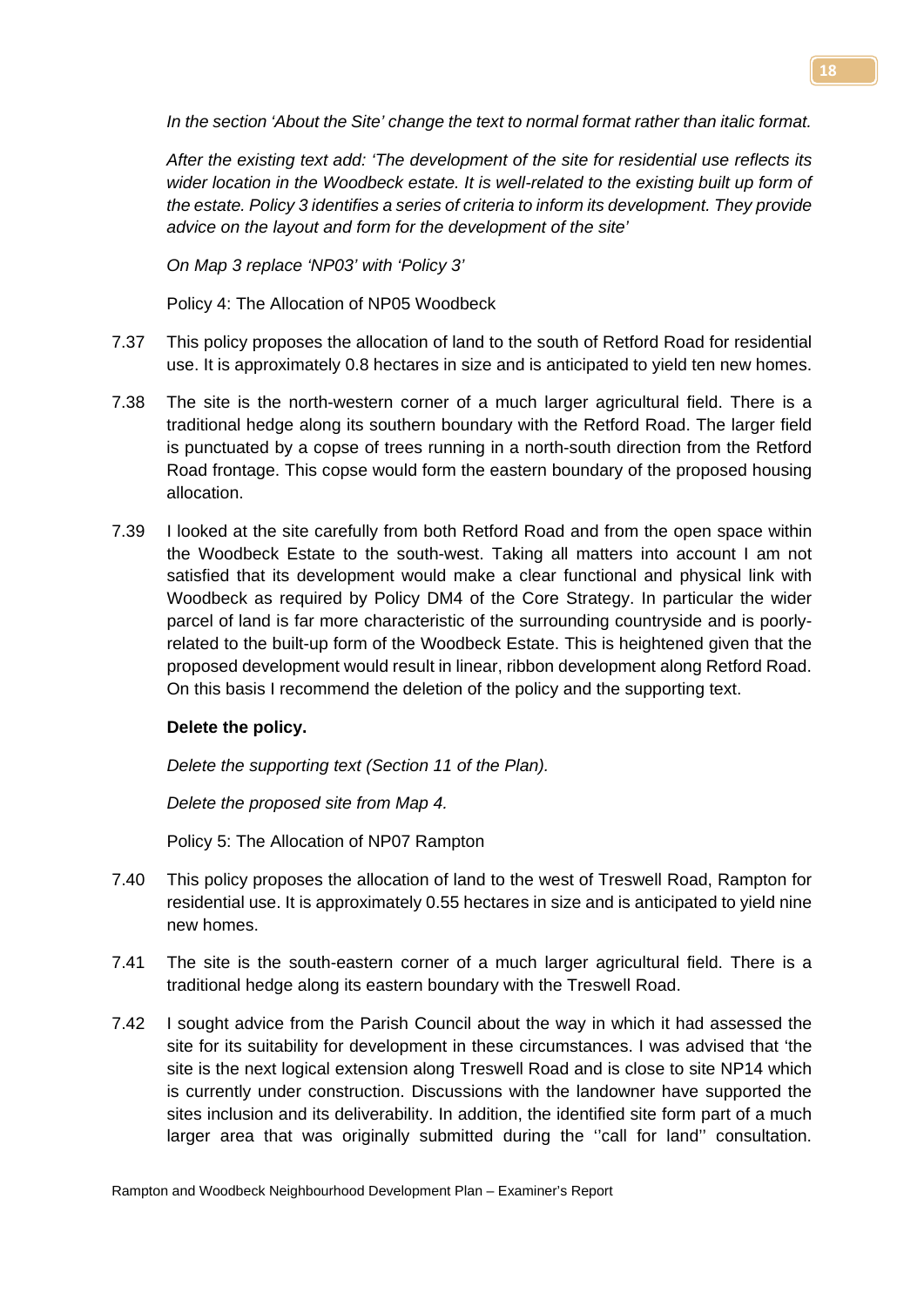*In the section 'About the Site' change the text to normal format rather than italic format.*

*After the existing text add: 'The development of the site for residential use reflects its wider location in the Woodbeck estate. It is well-related to the existing built up form of the estate. Policy 3 identifies a series of criteria to inform its development. They provide advice on the layout and form for the development of the site'*

*On Map 3 replace 'NP03' with 'Policy 3'*

Policy 4: The Allocation of NP05 Woodbeck

7.37 This policy proposes the allocation of land to the south of Retford Road for residential use. It is approximately 0.8 hectares in size and is anticipated to yield ten new homes.

7.38 The site is the north-western corner of a much larger agricultural field. There is a traditional hedge along its southern boundary with the Retford Road. The larger field is punctuated by a copse of trees running in a north-south direction from the Retford Road frontage. This copse would form the eastern boundary of the proposed housing allocation.

7.39 I looked at the site carefully from both Retford Road and from the open space within the Woodbeck Estate to the south-west. Taking all matters into account I am not satisfied that its development would make a clear functional and physical link with Woodbeck as required by Policy DM4 of the Core Strategy. In particular the wider parcel of land is far more characteristic of the surrounding countryside and is poorly-related to the built-up form of the Woodbeck Estate. This is heightened given that the proposed development would result in linear, ribbon development along Retford Road. On this basis I recommend the deletion of the policy and the supporting text.

**Delete the policy.**

*Delete the supporting text (Section 11 of the Plan).*

*Delete the proposed site from Map 4.*

Policy 5: The Allocation of NP07 Rampton

7.40 This policy proposes the allocation of land to the west of Treswell Road, Rampton for residential use. It is approximately 0.55 hectares in size and is anticipated to yield nine new homes.

7.41 The site is the south-eastern corner of a much larger agricultural field. There is a traditional hedge along its eastern boundary with the Treswell Road.

7.42 I sought advice from the Parish Council about the way in which it had assessed the site for its suitability for development in these circumstances. I was advised that 'the site is the next logical extension along Treswell Road and is close to site NP14 which is currently under construction. Discussions with the landowner have supported the sites inclusion and its deliverability. In addition, the identified site form part of a much larger area that was originally submitted during the ''call for land'' consultation.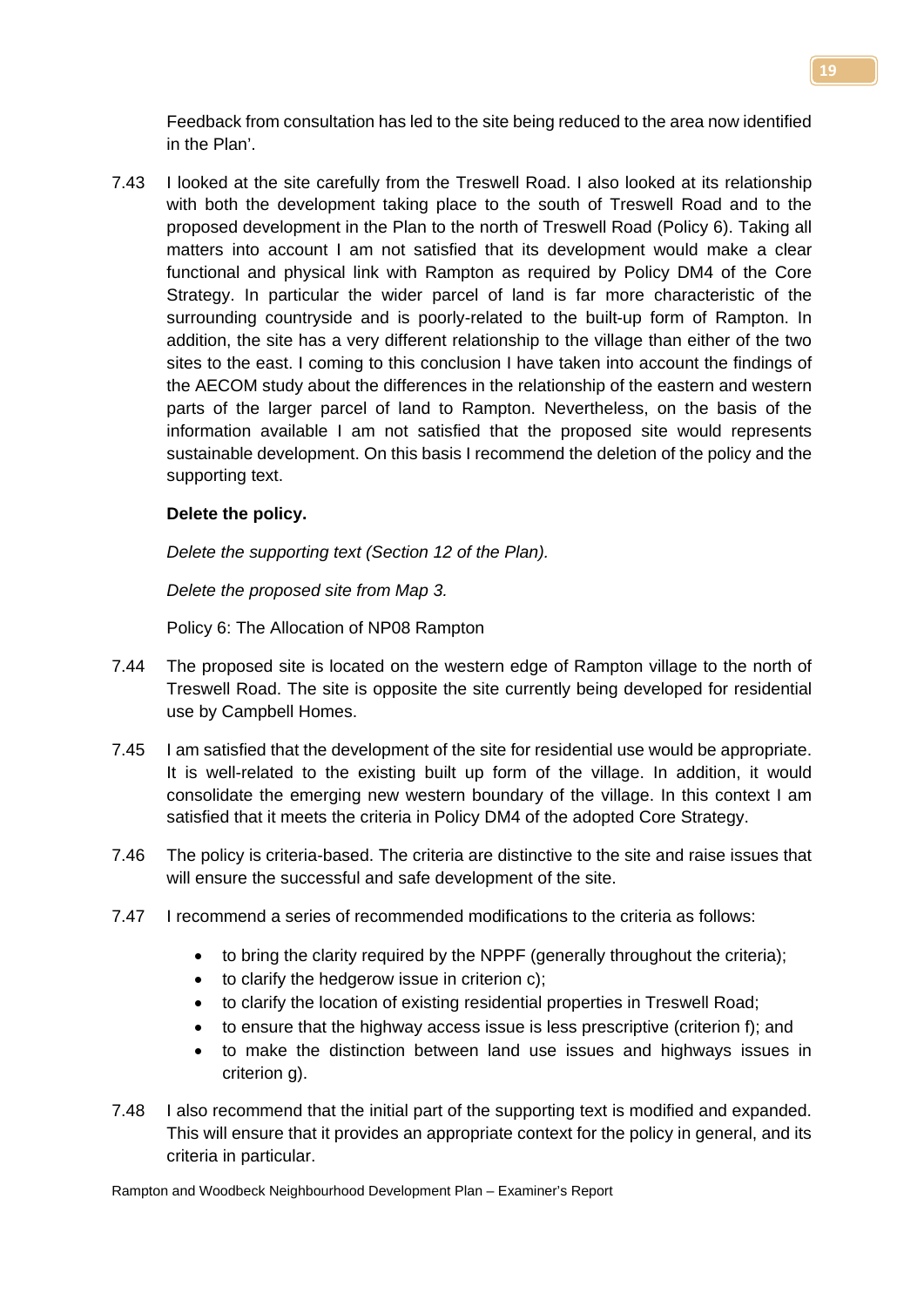Feedback from consultation has led to the site being reduced to the area now identified in the Plan'.

7.43 I looked at the site carefully from the Treswell Road. I also looked at its relationship with both the development taking place to the south of Treswell Road and to the proposed development in the Plan to the north of Treswell Road (Policy 6). Taking all matters into account I am not satisfied that its development would make a clear functional and physical link with Rampton as required by Policy DM4 of the Core Strategy. In particular the wider parcel of land is far more characteristic of the surrounding countryside and is poorly-related to the built-up form of Rampton. In addition, the site has a very different relationship to the village than either of the two sites to the east. I coming to this conclusion I have taken into account the findings of the AECOM study about the differences in the relationship of the eastern and western parts of the larger parcel of land to Rampton. Nevertheless, on the basis of the information available I am not satisfied that the proposed site would represents sustainable development. On this basis I recommend the deletion of the policy and the supporting text.

**Delete the policy.**

*Delete the supporting text (Section 12 of the Plan).*

*Delete the proposed site from Map 3.*

Policy 6: The Allocation of NP08 Rampton

7.44 The proposed site is located on the western edge of Rampton village to the north of Treswell Road. The site is opposite the site currently being developed for residential use by Campbell Homes.

7.45 I am satisfied that the development of the site for residential use would be appropriate. It is well-related to the existing built up form of the village. In addition, it would consolidate the emerging new western boundary of the village. In this context I am satisfied that it meets the criteria in Policy DM4 of the adopted Core Strategy.

7.46 The policy is criteria-based. The criteria are distinctive to the site and raise issues that will ensure the successful and safe development of the site.

7.47 I recommend a series of recommended modifications to the criteria as follows:

- to bring the clarity required by the NPPF (generally throughout the criteria);
- to clarify the hedgerow issue in criterion c);
- to clarify the location of existing residential properties in Treswell Road;
- to ensure that the highway access issue is less prescriptive (criterion f); and
- to make the distinction between land use issues and highways issues in criterion g).

7.48 I also recommend that the initial part of the supporting text is modified and expanded. This will ensure that it provides an appropriate context for the policy in general, and its criteria in particular.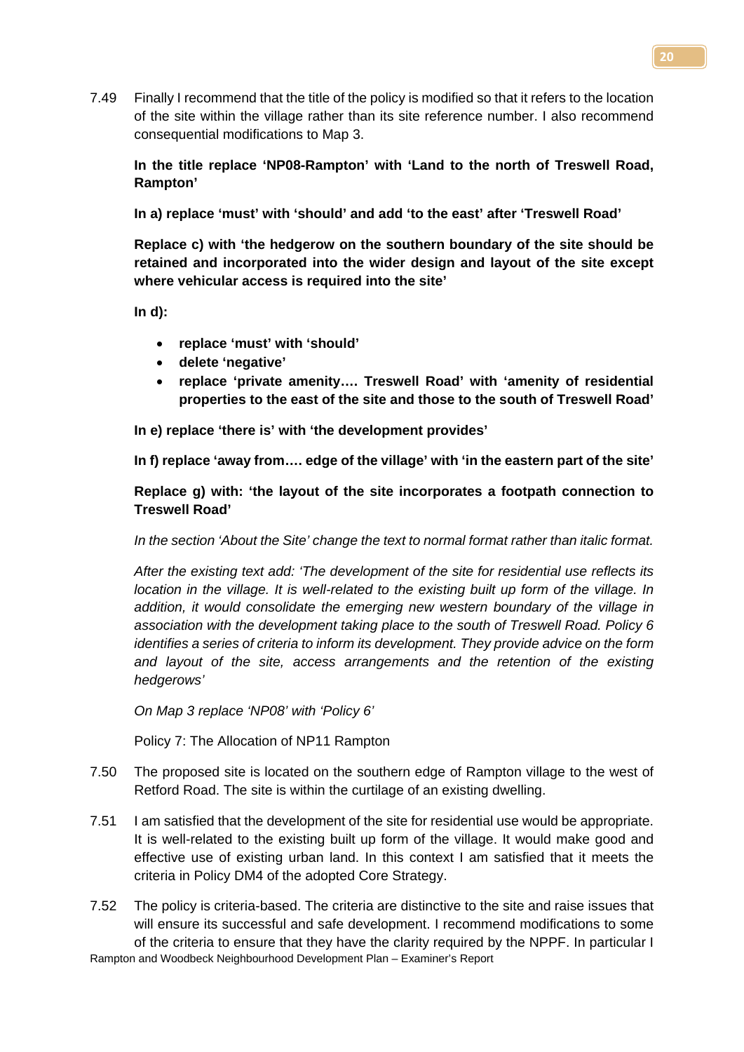7.49 Finally I recommend that the title of the policy is modified so that it refers to the location of the site within the village rather than its site reference number. I also recommend consequential modifications to Map 3.

**In the title replace 'NP08-Rampton' with 'Land to the north of Treswell Road, Rampton'**

**In a) replace 'must' with 'should' and add 'to the east' after 'Treswell Road'**

**Replace c) with 'the hedgerow on the southern boundary of the site should be retained and incorporated into the wider design and layout of the site except where vehicular access is required into the site'**

**In d):**

- **replace 'must' with 'should'**
- **delete 'negative'**
- **replace 'private amenity…. Treswell Road' with 'amenity of residential properties to the east of the site and those to the south of Treswell Road'**

**In e) replace 'there is' with 'the development provides'**

**In f) replace 'away from…. edge of the village' with 'in the eastern part of the site'**

**Replace g) with: 'the layout of the site incorporates a footpath connection to Treswell Road'**

*In the section 'About the Site' change the text to normal format rather than italic format.*

*After the existing text add: 'The development of the site for residential use reflects its location in the village. It is well-related to the existing built up form of the village. In addition, it would consolidate the emerging new western boundary of the village in association with the development taking place to the south of Treswell Road. Policy 6 identifies a series of criteria to inform its development. They provide advice on the form and layout of the site, access arrangements and the retention of the existing hedgerows'*

*On Map 3 replace 'NP08' with 'Policy 6'*

Policy 7: The Allocation of NP11 Rampton

7.50 The proposed site is located on the southern edge of Rampton village to the west of Retford Road. The site is within the curtilage of an existing dwelling.

7.51 I am satisfied that the development of the site for residential use would be appropriate. It is well-related to the existing built up form of the village. It would make good and effective use of existing urban land. In this context I am satisfied that it meets the criteria in Policy DM4 of the adopted Core Strategy.

7.52 The policy is criteria-based. The criteria are distinctive to the site and raise issues that will ensure its successful and safe development. I recommend modifications to some of the criteria to ensure that they have the clarity required by the NPPF. In particular I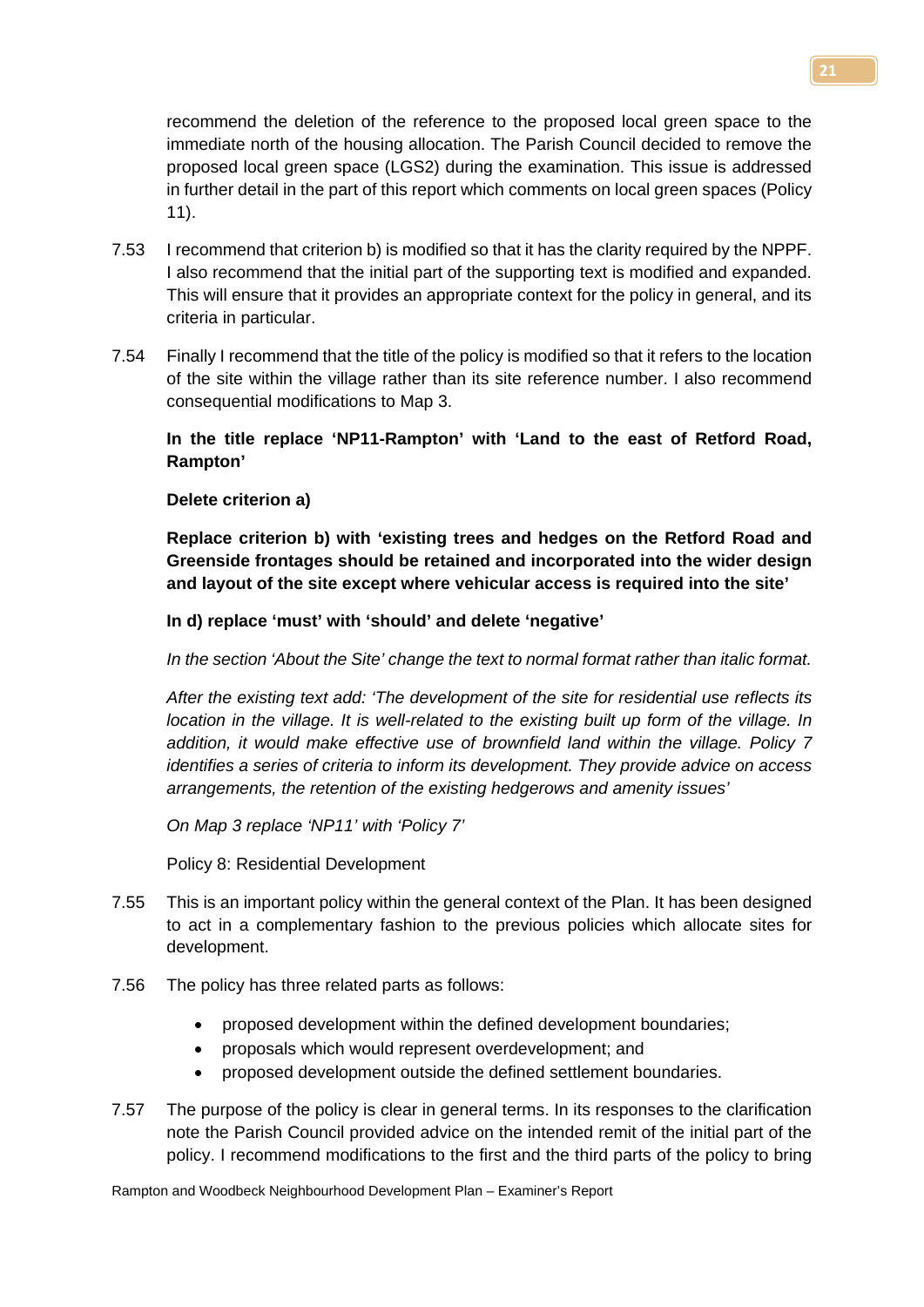recommend the deletion of the reference to the proposed local green space to the immediate north of the housing allocation. The Parish Council decided to remove the proposed local green space (LGS2) during the examination. This issue is addressed in further detail in the part of this report which comments on local green spaces (Policy 11).

7.53 I recommend that criterion b) is modified so that it has the clarity required by the NPPF. I also recommend that the initial part of the supporting text is modified and expanded. This will ensure that it provides an appropriate context for the policy in general, and its criteria in particular.

7.54 Finally I recommend that the title of the policy is modified so that it refers to the location of the site within the village rather than its site reference number. I also recommend consequential modifications to Map 3.

**In the title replace 'NP11-Rampton' with 'Land to the east of Retford Road, Rampton'**

**Delete criterion a)**

**Replace criterion b) with 'existing trees and hedges on the Retford Road and Greenside frontages should be retained and incorporated into the wider design and layout of the site except where vehicular access is required into the site'**

**In d) replace 'must' with 'should' and delete 'negative'**

*In the section 'About the Site' change the text to normal format rather than italic format.*

*After the existing text add: 'The development of the site for residential use reflects its location in the village. It is well-related to the existing built up form of the village. In addition, it would make effective use of brownfield land within the village. Policy 7 identifies a series of criteria to inform its development. They provide advice on access arrangements, the retention of the existing hedgerows and amenity issues'*

*On Map 3 replace 'NP11' with 'Policy 7'*

Policy 8: Residential Development

7.55 This is an important policy within the general context of the Plan. It has been designed to act in a complementary fashion to the previous policies which allocate sites for development.

7.56 The policy has three related parts as follows:

- proposed development within the defined development boundaries;
- proposals which would represent overdevelopment; and
- proposed development outside the defined settlement boundaries.

7.57 The purpose of the policy is clear in general terms. In its responses to the clarification note the Parish Council provided advice on the intended remit of the initial part of the policy. I recommend modifications to the first and the third parts of the policy to bring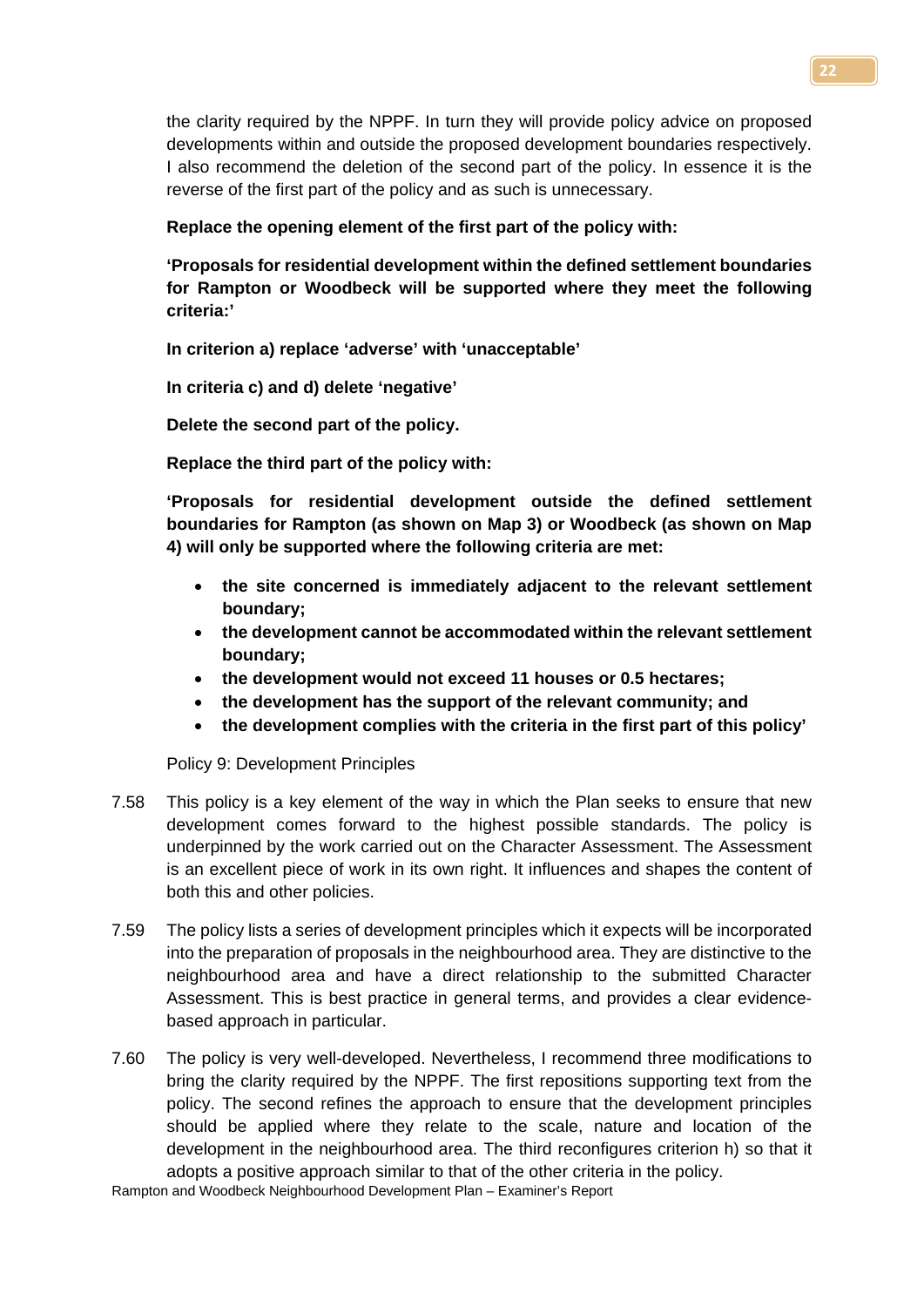the clarity required by the NPPF. In turn they will provide policy advice on proposed developments within and outside the proposed development boundaries respectively. I also recommend the deletion of the second part of the policy. In essence it is the reverse of the first part of the policy and as such is unnecessary.

**Replace the opening element of the first part of the policy with:**

**'Proposals for residential development within the defined settlement boundaries for Rampton or Woodbeck will be supported where they meet the following criteria:'**

**In criterion a) replace 'adverse' with 'unacceptable'**

**In criteria c) and d) delete 'negative'**

**Delete the second part of the policy.**

**Replace the third part of the policy with:**

**'Proposals for residential development outside the defined settlement boundaries for Rampton (as shown on Map 3) or Woodbeck (as shown on Map 4) will only be supported where the following criteria are met:**

- **the site concerned is immediately adjacent to the relevant settlement boundary;**
- **the development cannot be accommodated within the relevant settlement boundary;**
- **the development would not exceed 11 houses or 0.5 hectares;**
- **the development has the support of the relevant community; and**
- **the development complies with the criteria in the first part of this policy'**

Policy 9: Development Principles

7.58 This policy is a key element of the way in which the Plan seeks to ensure that new development comes forward to the highest possible standards. The policy is underpinned by the work carried out on the Character Assessment. The Assessment is an excellent piece of work in its own right. It influences and shapes the content of both this and other policies.

7.59 The policy lists a series of development principles which it expects will be incorporated into the preparation of proposals in the neighbourhood area. They are distinctive to the neighbourhood area and have a direct relationship to the submitted Character Assessment. This is best practice in general terms, and provides a clear evidence-based approach in particular.

7.60 The policy is very well-developed. Nevertheless, I recommend three modifications to bring the clarity required by the NPPF. The first repositions supporting text from the policy. The second refines the approach to ensure that the development principles should be applied where they relate to the scale, nature and location of the development in the neighbourhood area. The third reconfigures criterion h) so that it adopts a positive approach similar to that of the other criteria in the policy.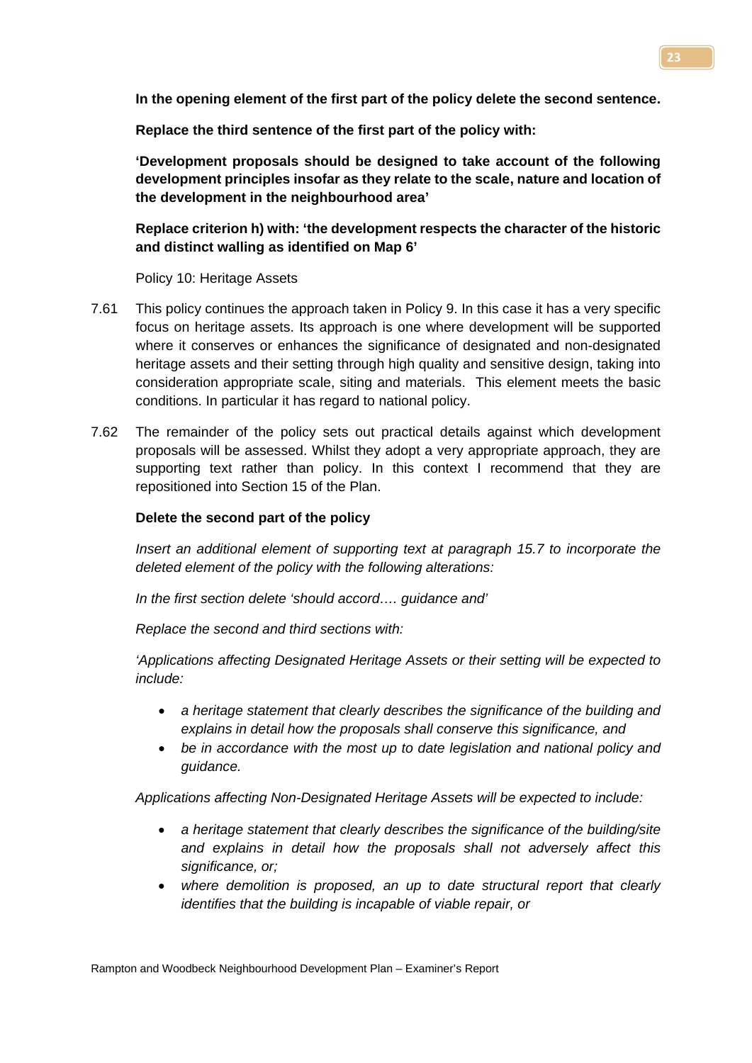**In the opening element of the first part of the policy delete the second sentence.**

**Replace the third sentence of the first part of the policy with:**

**'Development proposals should be designed to take account of the following development principles insofar as they relate to the scale, nature and location of the development in the neighbourhood area'**

**Replace criterion h) with: 'the development respects the character of the historic and distinct walling as identified on Map 6'**

Policy 10: Heritage Assets

7.61 This policy continues the approach taken in Policy 9. In this case it has a very specific focus on heritage assets. Its approach is one where development will be supported where it conserves or enhances the significance of designated and non-designated heritage assets and their setting through high quality and sensitive design, taking into consideration appropriate scale, siting and materials. This element meets the basic conditions. In particular it has regard to national policy.

7.62 The remainder of the policy sets out practical details against which development proposals will be assessed. Whilst they adopt a very appropriate approach, they are supporting text rather than policy. In this context I recommend that they are repositioned into Section 15 of the Plan.

**Delete the second part of the policy**

*Insert an additional element of supporting text at paragraph 15.7 to incorporate the deleted element of the policy with the following alterations:*

*In the first section delete 'should accord…. guidance and'*

*Replace the second and third sections with:*

*'Applications affecting Designated Heritage Assets or their setting will be expected to include:*

- *a heritage statement that clearly describes the significance of the building and explains in detail how the proposals shall conserve this significance, and*
- *be in accordance with the most up to date legislation and national policy and guidance.*

*Applications affecting Non-Designated Heritage Assets will be expected to include:*

- *a heritage statement that clearly describes the significance of the building/site and explains in detail how the proposals shall not adversely affect this significance, or;*
- *where demolition is proposed, an up to date structural report that clearly identifies that the building is incapable of viable repair, or*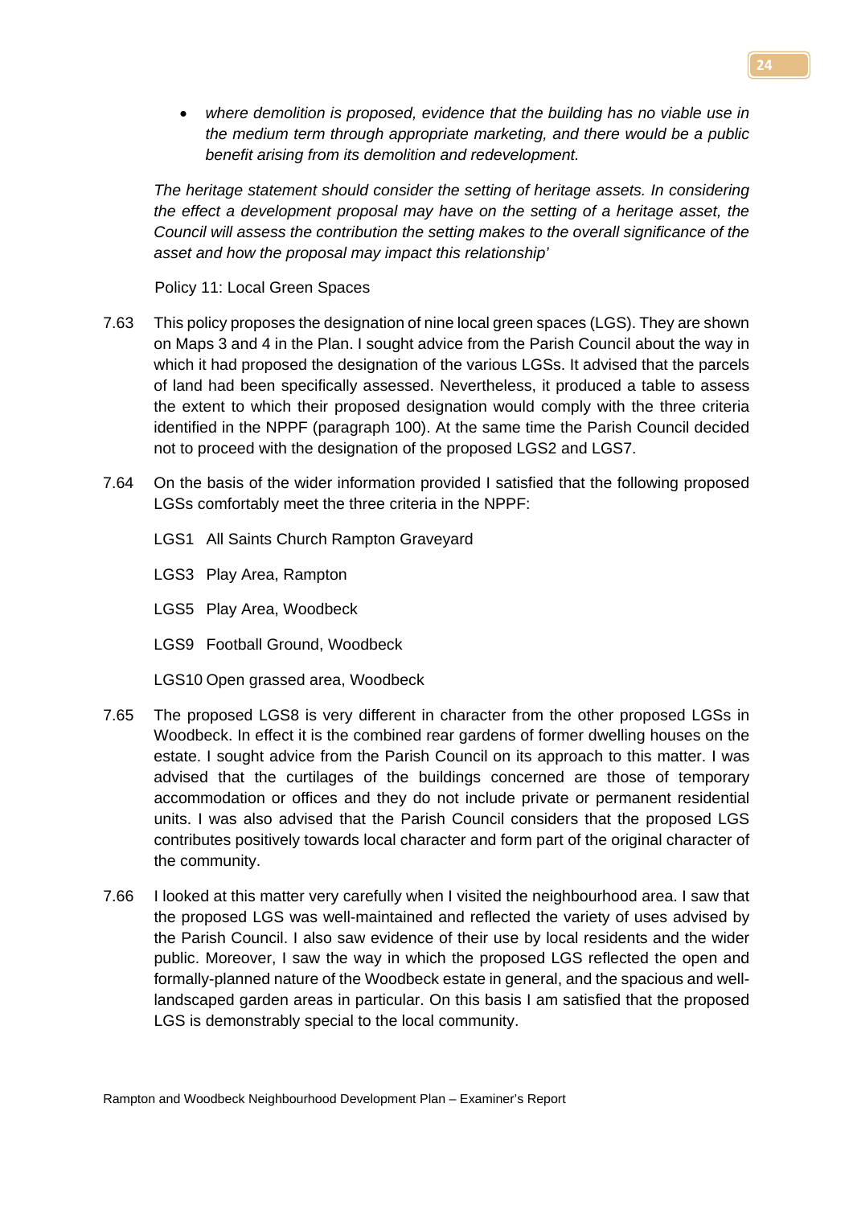- *where demolition is proposed, evidence that the building has no viable use in the medium term through appropriate marketing, and there would be a public benefit arising from its demolition and redevelopment.*

*The heritage statement should consider the setting of heritage assets. In considering the effect a development proposal may have on the setting of a heritage asset, the Council will assess the contribution the setting makes to the overall significance of the asset and how the proposal may impact this relationship'*

Policy 11: Local Green Spaces

7.63 This policy proposes the designation of nine local green spaces (LGS). They are shown on Maps 3 and 4 in the Plan. I sought advice from the Parish Council about the way in which it had proposed the designation of the various LGSs. It advised that the parcels of land had been specifically assessed. Nevertheless, it produced a table to assess the extent to which their proposed designation would comply with the three criteria identified in the NPPF (paragraph 100). At the same time the Parish Council decided not to proceed with the designation of the proposed LGS2 and LGS7.

7.64 On the basis of the wider information provided I satisfied that the following proposed LGSs comfortably meet the three criteria in the NPPF:

LGS1 All Saints Church Rampton Graveyard

LGS3 Play Area, Rampton

LGS5 Play Area, Woodbeck

LGS9 Football Ground, Woodbeck

LGS10 Open grassed area, Woodbeck

7.65 The proposed LGS8 is very different in character from the other proposed LGSs in Woodbeck. In effect it is the combined rear gardens of former dwelling houses on the estate. I sought advice from the Parish Council on its approach to this matter. I was advised that the curtilages of the buildings concerned are those of temporary accommodation or offices and they do not include private or permanent residential units. I was also advised that the Parish Council considers that the proposed LGS contributes positively towards local character and form part of the original character of the community.

7.66 I looked at this matter very carefully when I visited the neighbourhood area. I saw that the proposed LGS was well-maintained and reflected the variety of uses advised by the Parish Council. I also saw evidence of their use by local residents and the wider public. Moreover, I saw the way in which the proposed LGS reflected the open and formally-planned nature of the Woodbeck estate in general, and the spacious and well-landscaped garden areas in particular. On this basis I am satisfied that the proposed LGS is demonstrably special to the local community.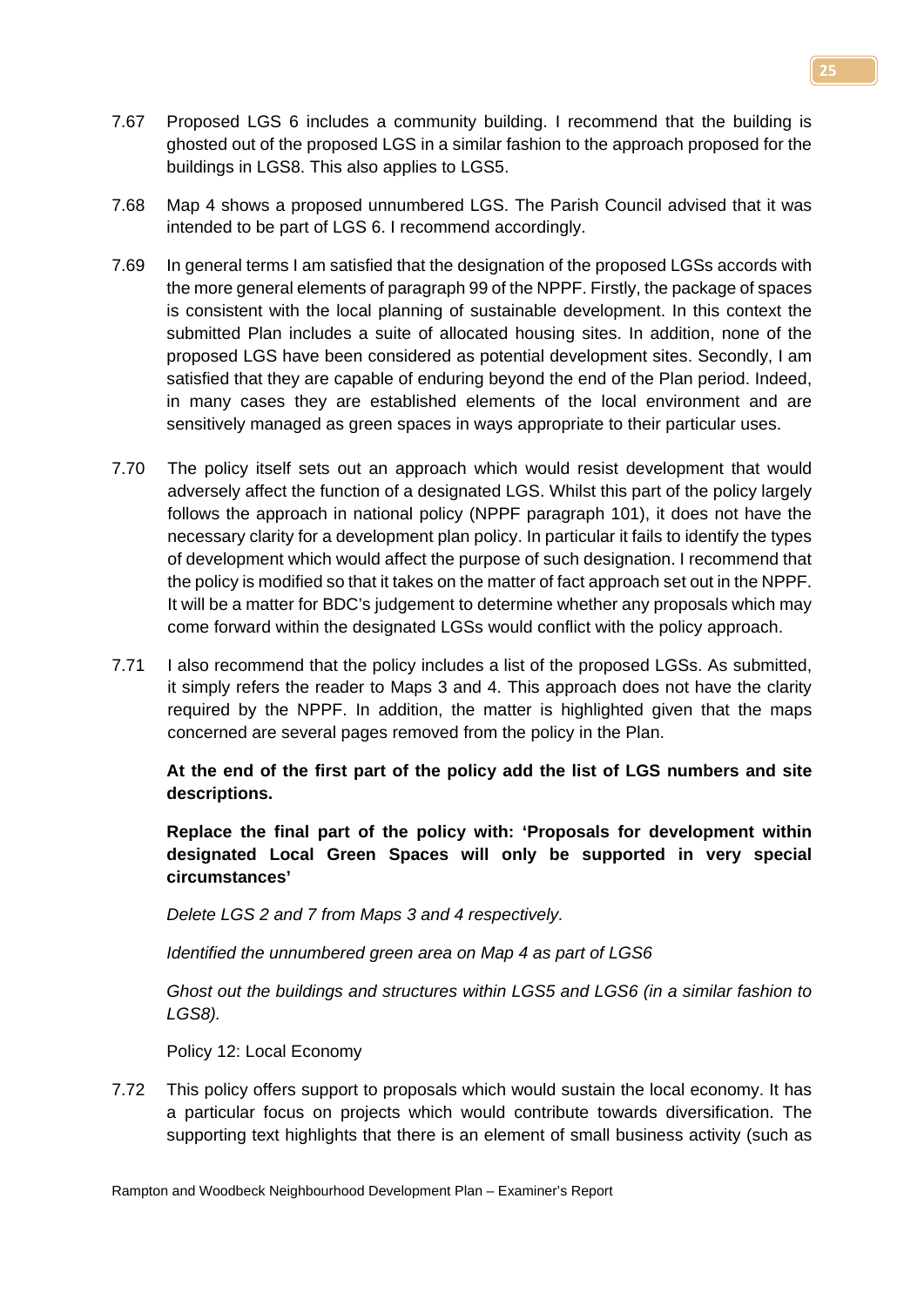7.67 Proposed LGS 6 includes a community building. I recommend that the building is ghosted out of the proposed LGS in a similar fashion to the approach proposed for the buildings in LGS8. This also applies to LGS5.

7.68 Map 4 shows a proposed unnumbered LGS. The Parish Council advised that it was intended to be part of LGS 6. I recommend accordingly.

7.69 In general terms I am satisfied that the designation of the proposed LGSs accords with the more general elements of paragraph 99 of the NPPF. Firstly, the package of spaces is consistent with the local planning of sustainable development. In this context the submitted Plan includes a suite of allocated housing sites. In addition, none of the proposed LGS have been considered as potential development sites. Secondly, I am satisfied that they are capable of enduring beyond the end of the Plan period. Indeed, in many cases they are established elements of the local environment and are sensitively managed as green spaces in ways appropriate to their particular uses.

7.70 The policy itself sets out an approach which would resist development that would adversely affect the function of a designated LGS. Whilst this part of the policy largely follows the approach in national policy (NPPF paragraph 101), it does not have the necessary clarity for a development plan policy. In particular it fails to identify the types of development which would affect the purpose of such designation. I recommend that the policy is modified so that it takes on the matter of fact approach set out in the NPPF. It will be a matter for BDC's judgement to determine whether any proposals which may come forward within the designated LGSs would conflict with the policy approach.

7.71 I also recommend that the policy includes a list of the proposed LGSs. As submitted, it simply refers the reader to Maps 3 and 4. This approach does not have the clarity required by the NPPF. In addition, the matter is highlighted given that the maps concerned are several pages removed from the policy in the Plan.

**At the end of the first part of the policy add the list of LGS numbers and site descriptions.**

**Replace the final part of the policy with: 'Proposals for development within designated Local Green Spaces will only be supported in very special circumstances'**

*Delete LGS 2 and 7 from Maps 3 and 4 respectively.*

*Identified the unnumbered green area on Map 4 as part of LGS6*

*Ghost out the buildings and structures within LGS5 and LGS6 (in a similar fashion to LGS8).*

Policy 12: Local Economy

7.72 This policy offers support to proposals which would sustain the local economy. It has a particular focus on projects which would contribute towards diversification. The supporting text highlights that there is an element of small business activity (such as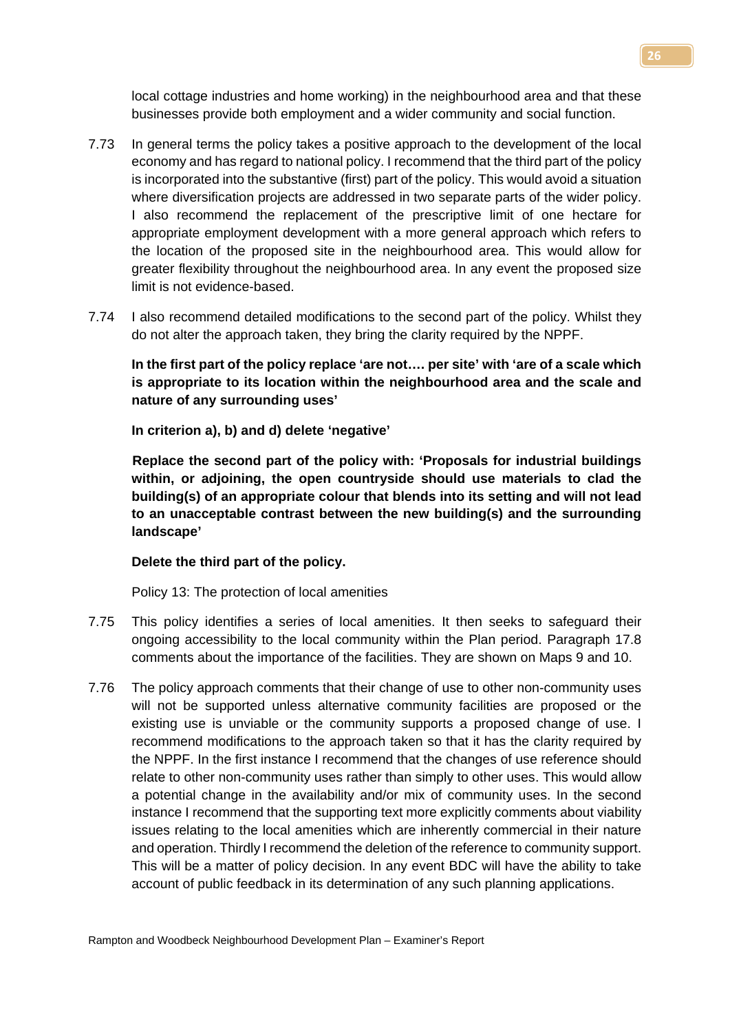local cottage industries and home working) in the neighbourhood area and that these businesses provide both employment and a wider community and social function.

7.73 In general terms the policy takes a positive approach to the development of the local economy and has regard to national policy. I recommend that the third part of the policy is incorporated into the substantive (first) part of the policy. This would avoid a situation where diversification projects are addressed in two separate parts of the wider policy. I also recommend the replacement of the prescriptive limit of one hectare for appropriate employment development with a more general approach which refers to the location of the proposed site in the neighbourhood area. This would allow for greater flexibility throughout the neighbourhood area. In any event the proposed size limit is not evidence-based.

7.74 I also recommend detailed modifications to the second part of the policy. Whilst they do not alter the approach taken, they bring the clarity required by the NPPF.

**In the first part of the policy replace 'are not…. per site' with 'are of a scale which is appropriate to its location within the neighbourhood area and the scale and nature of any surrounding uses'**

**In criterion a), b) and d) delete 'negative'**

**Replace the second part of the policy with: 'Proposals for industrial buildings within, or adjoining, the open countryside should use materials to clad the building(s) of an appropriate colour that blends into its setting and will not lead to an unacceptable contrast between the new building(s) and the surrounding landscape'**

**Delete the third part of the policy.**

Policy 13: The protection of local amenities

7.75 This policy identifies a series of local amenities. It then seeks to safeguard their ongoing accessibility to the local community within the Plan period. Paragraph 17.8 comments about the importance of the facilities. They are shown on Maps 9 and 10.

7.76 The policy approach comments that their change of use to other non-community uses will not be supported unless alternative community facilities are proposed or the existing use is unviable or the community supports a proposed change of use. I recommend modifications to the approach taken so that it has the clarity required by the NPPF. In the first instance I recommend that the changes of use reference should relate to other non-community uses rather than simply to other uses. This would allow a potential change in the availability and/or mix of community uses. In the second instance I recommend that the supporting text more explicitly comments about viability issues relating to the local amenities which are inherently commercial in their nature and operation. Thirdly I recommend the deletion of the reference to community support. This will be a matter of policy decision. In any event BDC will have the ability to take account of public feedback in its determination of any such planning applications.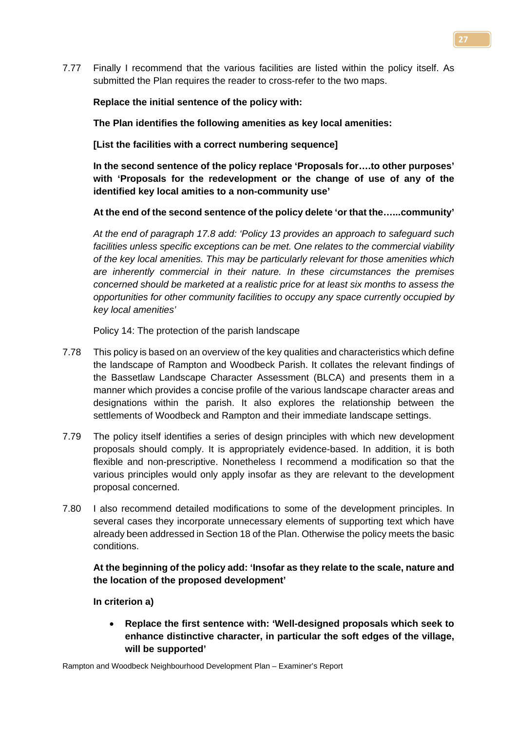7.77 Finally I recommend that the various facilities are listed within the policy itself. As submitted the Plan requires the reader to cross-refer to the two maps.

**Replace the initial sentence of the policy with:**

**The Plan identifies the following amenities as key local amenities:**

**[List the facilities with a correct numbering sequence]**

**In the second sentence of the policy replace 'Proposals for….to other purposes' with 'Proposals for the redevelopment or the change of use of any of the identified key local amities to a non-community use'**

**At the end of the second sentence of the policy delete 'or that the…...community'**

*At the end of paragraph 17.8 add: 'Policy 13 provides an approach to safeguard such facilities unless specific exceptions can be met. One relates to the commercial viability of the key local amenities. This may be particularly relevant for those amenities which are inherently commercial in their nature. In these circumstances the premises concerned should be marketed at a realistic price for at least six months to assess the opportunities for other community facilities to occupy any space currently occupied by key local amenities'*

Policy 14: The protection of the parish landscape

7.78 This policy is based on an overview of the key qualities and characteristics which define the landscape of Rampton and Woodbeck Parish. It collates the relevant findings of the Bassetlaw Landscape Character Assessment (BLCA) and presents them in a manner which provides a concise profile of the various landscape character areas and designations within the parish. It also explores the relationship between the settlements of Woodbeck and Rampton and their immediate landscape settings.

7.79 The policy itself identifies a series of design principles with which new development proposals should comply. It is appropriately evidence-based. In addition, it is both flexible and non-prescriptive. Nonetheless I recommend a modification so that the various principles would only apply insofar as they are relevant to the development proposal concerned.

7.80 I also recommend detailed modifications to some of the development principles. In several cases they incorporate unnecessary elements of supporting text which have already been addressed in Section 18 of the Plan. Otherwise the policy meets the basic conditions.

**At the beginning of the policy add: 'Insofar as they relate to the scale, nature and the location of the proposed development'**

**In criterion a)**

- **Replace the first sentence with: 'Well-designed proposals which seek to enhance distinctive character, in particular the soft edges of the village, will be supported'**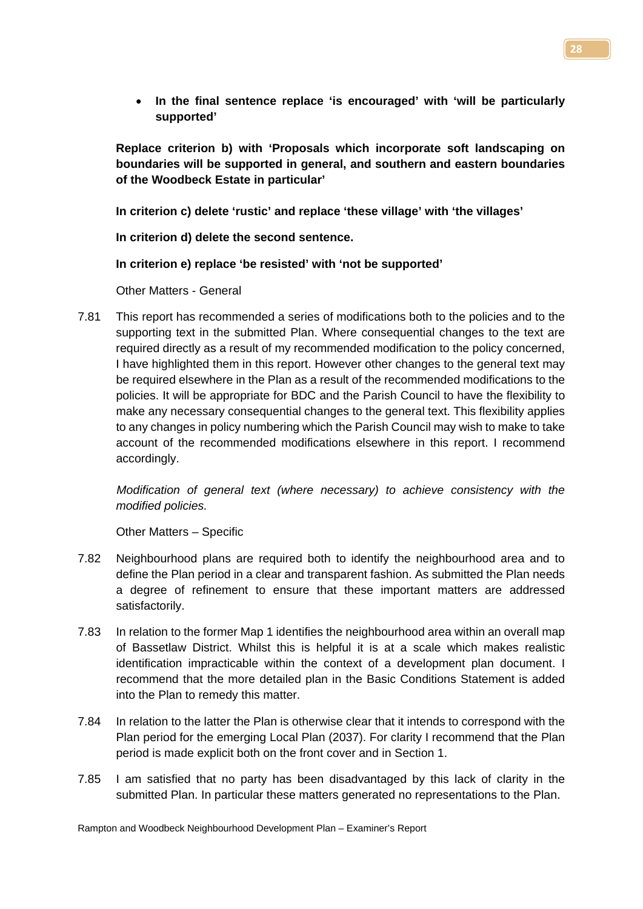- **In the final sentence replace 'is encouraged' with 'will be particularly supported'**

**Replace criterion b) with 'Proposals which incorporate soft landscaping on boundaries will be supported in general, and southern and eastern boundaries of the Woodbeck Estate in particular'**

**In criterion c) delete 'rustic' and replace 'these village' with 'the villages'**

**In criterion d) delete the second sentence.**

**In criterion e) replace 'be resisted' with 'not be supported'**

Other Matters - General

7.81 This report has recommended a series of modifications both to the policies and to the supporting text in the submitted Plan. Where consequential changes to the text are required directly as a result of my recommended modification to the policy concerned, I have highlighted them in this report. However other changes to the general text may be required elsewhere in the Plan as a result of the recommended modifications to the policies. It will be appropriate for BDC and the Parish Council to have the flexibility to make any necessary consequential changes to the general text. This flexibility applies to any changes in policy numbering which the Parish Council may wish to make to take account of the recommended modifications elsewhere in this report. I recommend accordingly.

*Modification of general text (where necessary) to achieve consistency with the modified policies.*

Other Matters – Specific

7.82 Neighbourhood plans are required both to identify the neighbourhood area and to define the Plan period in a clear and transparent fashion. As submitted the Plan needs a degree of refinement to ensure that these important matters are addressed satisfactorily.

7.83 In relation to the former Map 1 identifies the neighbourhood area within an overall map of Bassetlaw District. Whilst this is helpful it is at a scale which makes realistic identification impracticable within the context of a development plan document. I recommend that the more detailed plan in the Basic Conditions Statement is added into the Plan to remedy this matter.

7.84 In relation to the latter the Plan is otherwise clear that it intends to correspond with the Plan period for the emerging Local Plan (2037). For clarity I recommend that the Plan period is made explicit both on the front cover and in Section 1.

7.85 I am satisfied that no party has been disadvantaged by this lack of clarity in the submitted Plan. In particular these matters generated no representations to the Plan.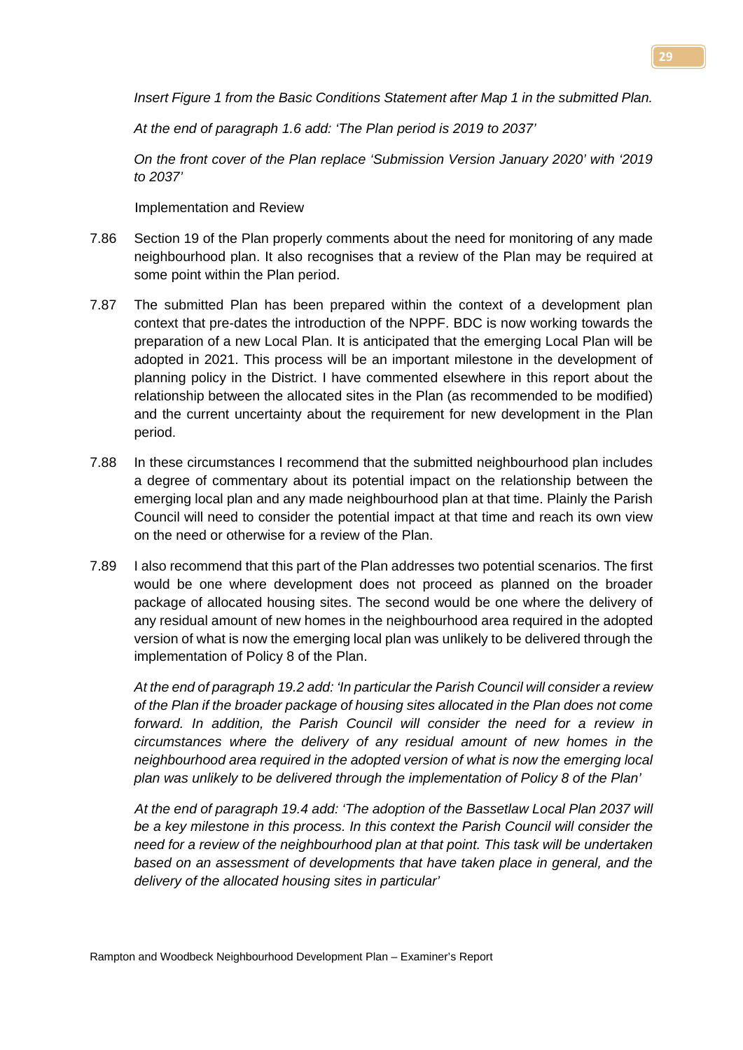*Insert Figure 1 from the Basic Conditions Statement after Map 1 in the submitted Plan.*

*At the end of paragraph 1.6 add: 'The Plan period is 2019 to 2037'*

*On the front cover of the Plan replace 'Submission Version January 2020' with '2019 to 2037'*

Implementation and Review

7.86 Section 19 of the Plan properly comments about the need for monitoring of any made neighbourhood plan. It also recognises that a review of the Plan may be required at some point within the Plan period.

7.87 The submitted Plan has been prepared within the context of a development plan context that pre-dates the introduction of the NPPF. BDC is now working towards the preparation of a new Local Plan. It is anticipated that the emerging Local Plan will be adopted in 2021. This process will be an important milestone in the development of planning policy in the District. I have commented elsewhere in this report about the relationship between the allocated sites in the Plan (as recommended to be modified) and the current uncertainty about the requirement for new development in the Plan period.

7.88 In these circumstances I recommend that the submitted neighbourhood plan includes a degree of commentary about its potential impact on the relationship between the emerging local plan and any made neighbourhood plan at that time. Plainly the Parish Council will need to consider the potential impact at that time and reach its own view on the need or otherwise for a review of the Plan.

7.89 I also recommend that this part of the Plan addresses two potential scenarios. The first would be one where development does not proceed as planned on the broader package of allocated housing sites. The second would be one where the delivery of any residual amount of new homes in the neighbourhood area required in the adopted version of what is now the emerging local plan was unlikely to be delivered through the implementation of Policy 8 of the Plan.

*At the end of paragraph 19.2 add: 'In particular the Parish Council will consider a review of the Plan if the broader package of housing sites allocated in the Plan does not come forward. In addition, the Parish Council will consider the need for a review in circumstances where the delivery of any residual amount of new homes in the neighbourhood area required in the adopted version of what is now the emerging local plan was unlikely to be delivered through the implementation of Policy 8 of the Plan'*

*At the end of paragraph 19.4 add: 'The adoption of the Bassetlaw Local Plan 2037 will be a key milestone in this process. In this context the Parish Council will consider the need for a review of the neighbourhood plan at that point. This task will be undertaken based on an assessment of developments that have taken place in general, and the delivery of the allocated housing sites in particular'*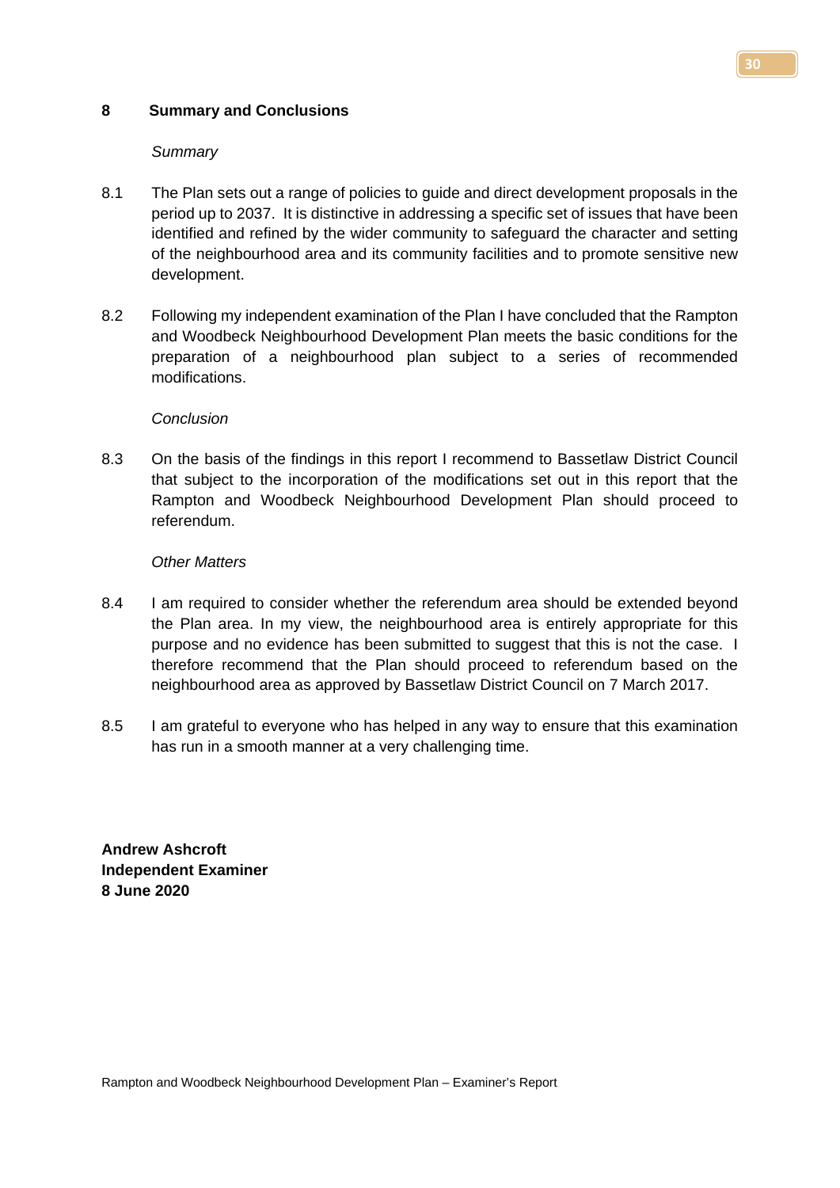## 8 Summary and Conclusions

*Summary*

8.1 The Plan sets out a range of policies to guide and direct development proposals in the period up to 2037. It is distinctive in addressing a specific set of issues that have been identified and refined by the wider community to safeguard the character and setting of the neighbourhood area and its community facilities and to promote sensitive new development.

8.2 Following my independent examination of the Plan I have concluded that the Rampton and Woodbeck Neighbourhood Development Plan meets the basic conditions for the preparation of a neighbourhood plan subject to a series of recommended modifications.

*Conclusion*

8.3 On the basis of the findings in this report I recommend to Bassetlaw District Council that subject to the incorporation of the modifications set out in this report that the Rampton and Woodbeck Neighbourhood Development Plan should proceed to referendum.

*Other Matters*

8.4 I am required to consider whether the referendum area should be extended beyond the Plan area. In my view, the neighbourhood area is entirely appropriate for this purpose and no evidence has been submitted to suggest that this is not the case. I therefore recommend that the Plan should proceed to referendum based on the neighbourhood area as approved by Bassetlaw District Council on 7 March 2017.

8.5 I am grateful to everyone who has helped in any way to ensure that this examination has run in a smooth manner at a very challenging time.

**Andrew Ashcroft**
**Independent Examiner**
**8 June 2020**